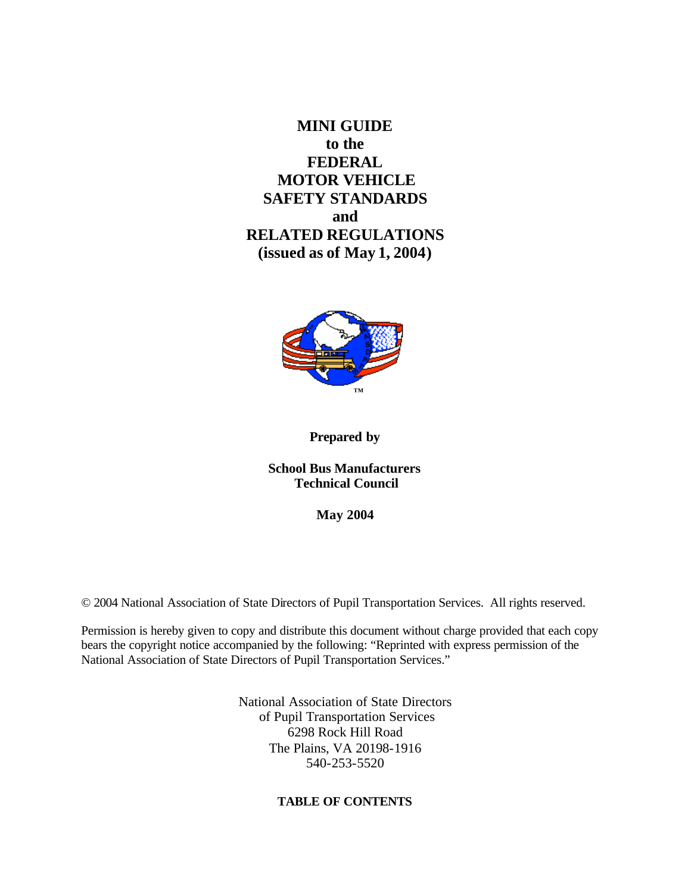# MINI GUIDE to the FEDERAL MOTOR VEHICLE SAFETY STANDARDS and RELATED REGULATIONS (issued as of May 1, 2004)

**Prepared by**

**School Bus Manufacturers Technical Council**

**May 2004**

© 2004 National Association of State Directors of Pupil Transportation Services. All rights reserved.

Permission is hereby given to copy and distribute this document without charge provided that each copy bears the copyright notice accompanied by the following: "Reprinted with express permission of the National Association of State Directors of Pupil Transportation Services."

National Association of State Directors
of Pupil Transportation Services
6298 Rock Hill Road
The Plains, VA 20198-1916
540-253-5520

**TABLE OF CONTENTS**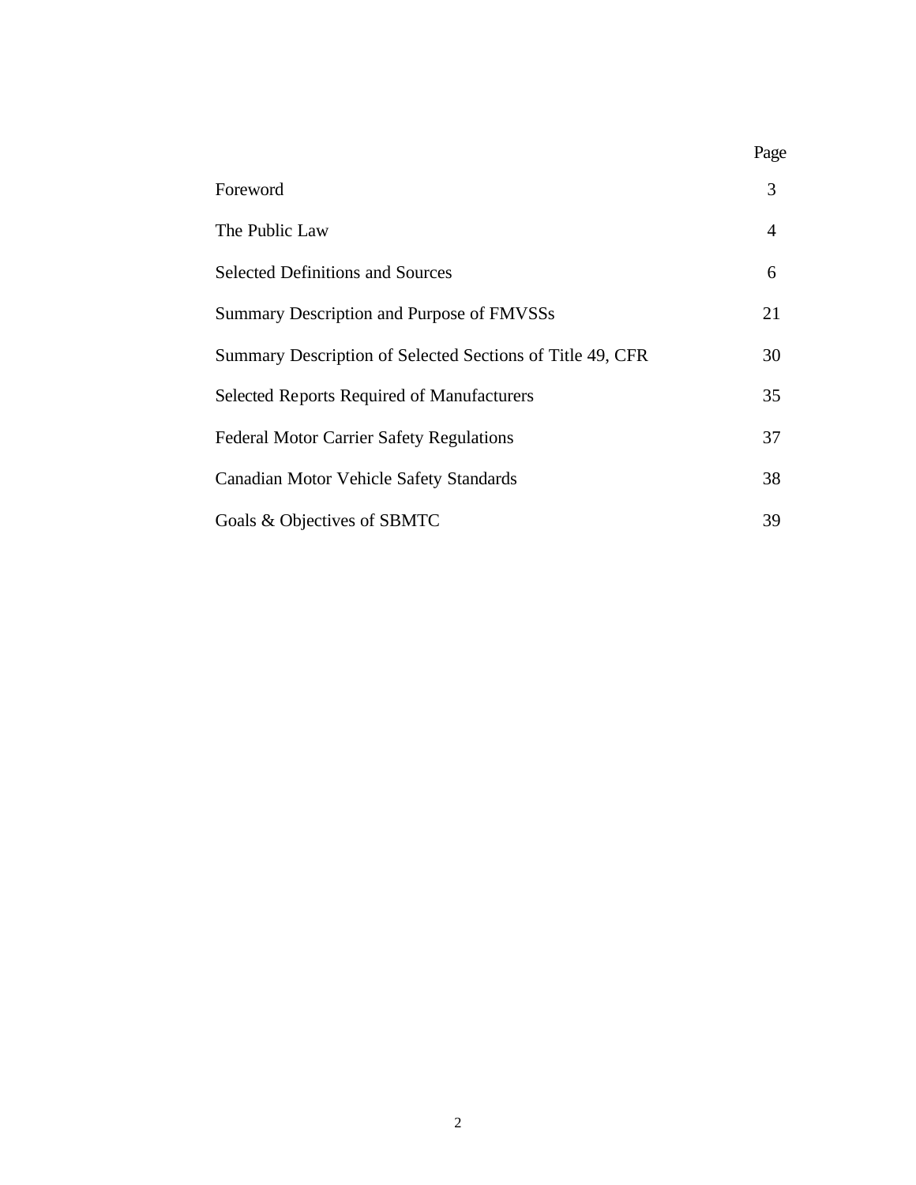| | Page |
|---|---|
| Foreword | 3 |
| The Public Law | 4 |
| Selected Definitions and Sources | 6 |
| Summary Description and Purpose of FMVSSs | 21 |
| Summary Description of Selected Sections of Title 49, CFR | 30 |
| Selected Reports Required of Manufacturers | 35 |
| Federal Motor Carrier Safety Regulations | 37 |
| Canadian Motor Vehicle Safety Standards | 38 |
| Goals & Objectives of SBMTC | 39 |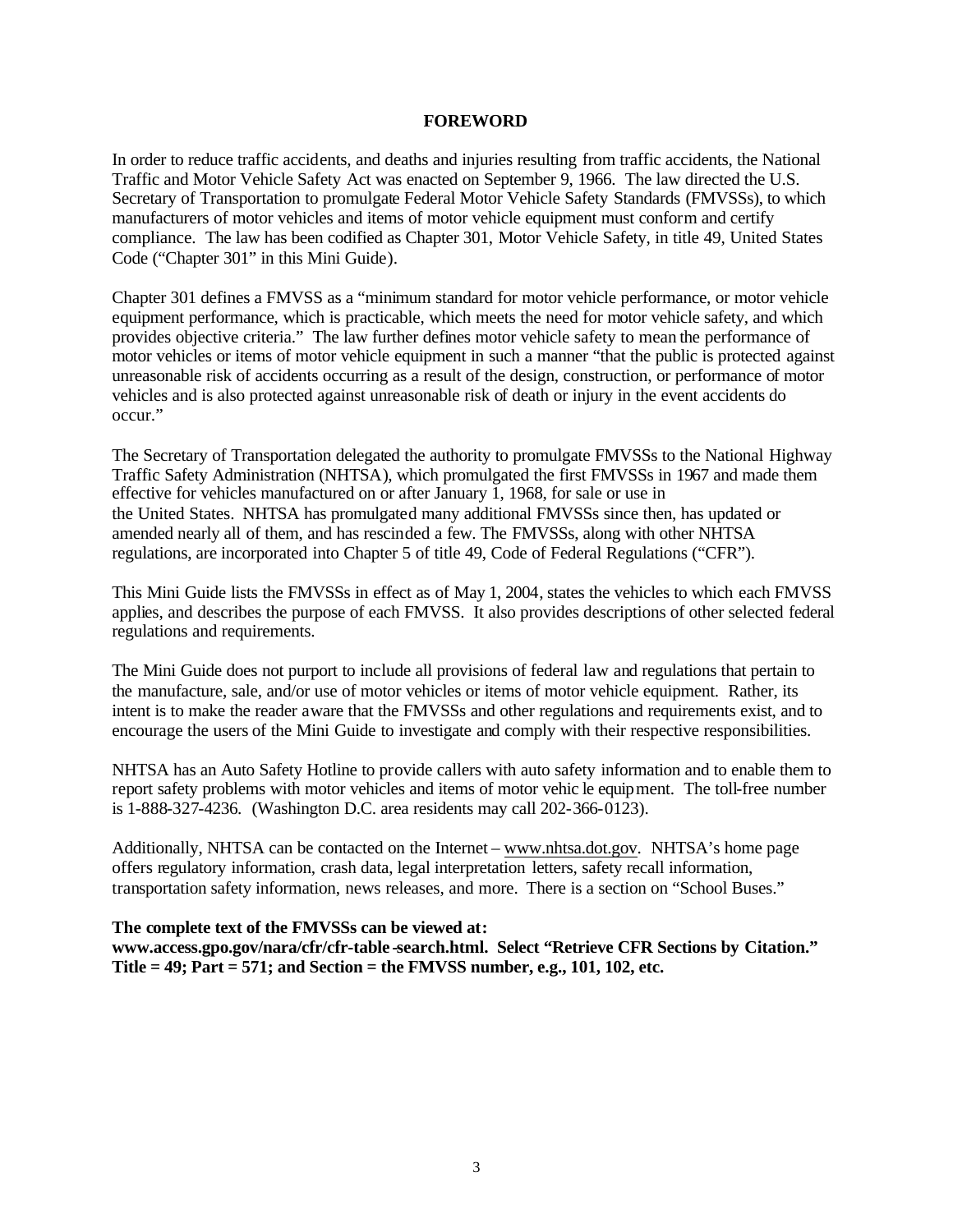# FOREWORD

In order to reduce traffic accidents, and deaths and injuries resulting from traffic accidents, the National Traffic and Motor Vehicle Safety Act was enacted on September 9, 1966. The law directed the U.S. Secretary of Transportation to promulgate Federal Motor Vehicle Safety Standards (FMVSSs), to which manufacturers of motor vehicles and items of motor vehicle equipment must conform and certify compliance. The law has been codified as Chapter 301, Motor Vehicle Safety, in title 49, United States Code ("Chapter 301" in this Mini Guide).

Chapter 301 defines a FMVSS as a "minimum standard for motor vehicle performance, or motor vehicle equipment performance, which is practicable, which meets the need for motor vehicle safety, and which provides objective criteria." The law further defines motor vehicle safety to mean the performance of motor vehicles or items of motor vehicle equipment in such a manner "that the public is protected against unreasonable risk of accidents occurring as a result of the design, construction, or performance of motor vehicles and is also protected against unreasonable risk of death or injury in the event accidents do occur."

The Secretary of Transportation delegated the authority to promulgate FMVSSs to the National Highway Traffic Safety Administration (NHTSA), which promulgated the first FMVSSs in 1967 and made them effective for vehicles manufactured on or after January 1, 1968, for sale or use in the United States. NHTSA has promulgated many additional FMVSSs since then, has updated or amended nearly all of them, and has rescinded a few. The FMVSSs, along with other NHTSA regulations, are incorporated into Chapter 5 of title 49, Code of Federal Regulations ("CFR").

This Mini Guide lists the FMVSSs in effect as of May 1, 2004, states the vehicles to which each FMVSS applies, and describes the purpose of each FMVSS. It also provides descriptions of other selected federal regulations and requirements.

The Mini Guide does not purport to include all provisions of federal law and regulations that pertain to the manufacture, sale, and/or use of motor vehicles or items of motor vehicle equipment. Rather, its intent is to make the reader aware that the FMVSSs and other regulations and requirements exist, and to encourage the users of the Mini Guide to investigate and comply with their respective responsibilities.

NHTSA has an Auto Safety Hotline to provide callers with auto safety information and to enable them to report safety problems with motor vehicles and items of motor vehicle equipment. The toll-free number is 1-888-327-4236. (Washington D.C. area residents may call 202-366-0123).

Additionally, NHTSA can be contacted on the Internet – www.nhtsa.dot.gov. NHTSA's home page offers regulatory information, crash data, legal interpretation letters, safety recall information, transportation safety information, news releases, and more. There is a section on "School Buses."

**The complete text of the FMVSSs can be viewed at:**
**www.access.gpo.gov/nara/cfr/cfr-table-search.html. Select "Retrieve CFR Sections by Citation." Title = 49; Part = 571; and Section = the FMVSS number, e.g., 101, 102, etc.**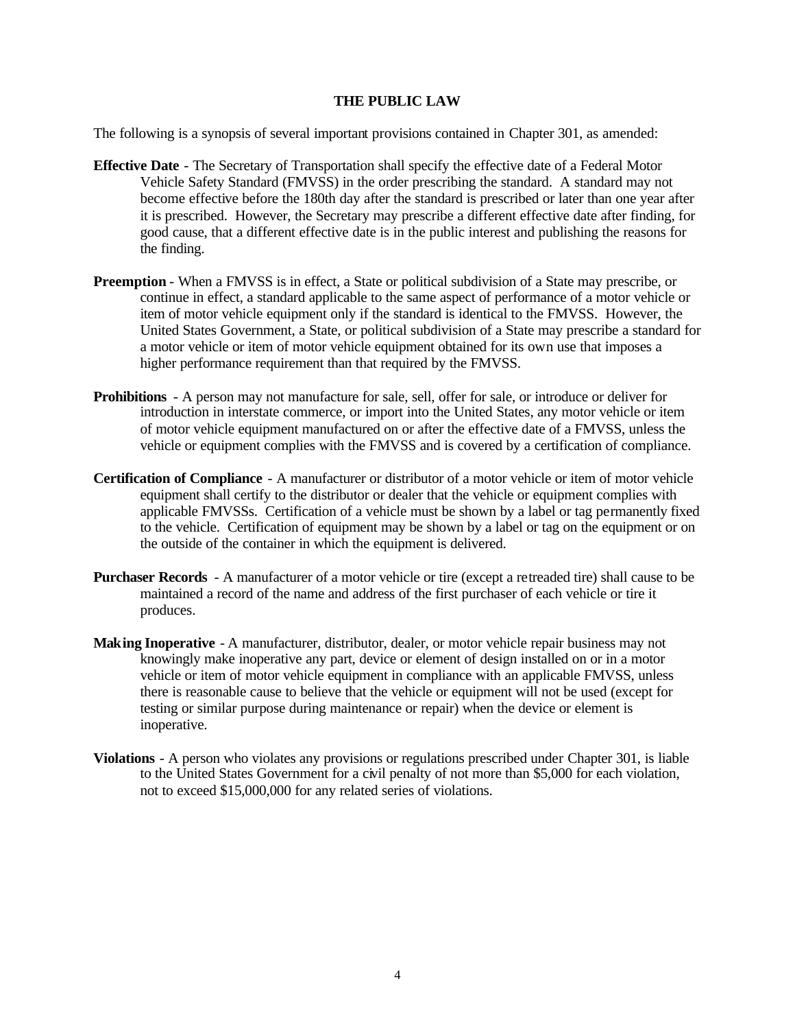## THE PUBLIC LAW

The following is a synopsis of several important provisions contained in Chapter 301, as amended:

**Effective Date** - The Secretary of Transportation shall specify the effective date of a Federal Motor Vehicle Safety Standard (FMVSS) in the order prescribing the standard. A standard may not become effective before the 180th day after the standard is prescribed or later than one year after it is prescribed. However, the Secretary may prescribe a different effective date after finding, for good cause, that a different effective date is in the public interest and publishing the reasons for the finding.

**Preemption** - When a FMVSS is in effect, a State or political subdivision of a State may prescribe, or continue in effect, a standard applicable to the same aspect of performance of a motor vehicle or item of motor vehicle equipment only if the standard is identical to the FMVSS. However, the United States Government, a State, or political subdivision of a State may prescribe a standard for a motor vehicle or item of motor vehicle equipment obtained for its own use that imposes a higher performance requirement than that required by the FMVSS.

**Prohibitions** - A person may not manufacture for sale, sell, offer for sale, or introduce or deliver for introduction in interstate commerce, or import into the United States, any motor vehicle or item of motor vehicle equipment manufactured on or after the effective date of a FMVSS, unless the vehicle or equipment complies with the FMVSS and is covered by a certification of compliance.

**Certification of Compliance** - A manufacturer or distributor of a motor vehicle or item of motor vehicle equipment shall certify to the distributor or dealer that the vehicle or equipment complies with applicable FMVSSs. Certification of a vehicle must be shown by a label or tag permanently fixed to the vehicle. Certification of equipment may be shown by a label or tag on the equipment or on the outside of the container in which the equipment is delivered.

**Purchaser Records** - A manufacturer of a motor vehicle or tire (except a retreaded tire) shall cause to be maintained a record of the name and address of the first purchaser of each vehicle or tire it produces.

**Making Inoperative** - A manufacturer, distributor, dealer, or motor vehicle repair business may not knowingly make inoperative any part, device or element of design installed on or in a motor vehicle or item of motor vehicle equipment in compliance with an applicable FMVSS, unless there is reasonable cause to believe that the vehicle or equipment will not be used (except for testing or similar purpose during maintenance or repair) when the device or element is inoperative.

**Violations** - A person who violates any provisions or regulations prescribed under Chapter 301, is liable to the United States Government for a civil penalty of not more than $5,000 for each violation, not to exceed $15,000,000 for any related series of violations.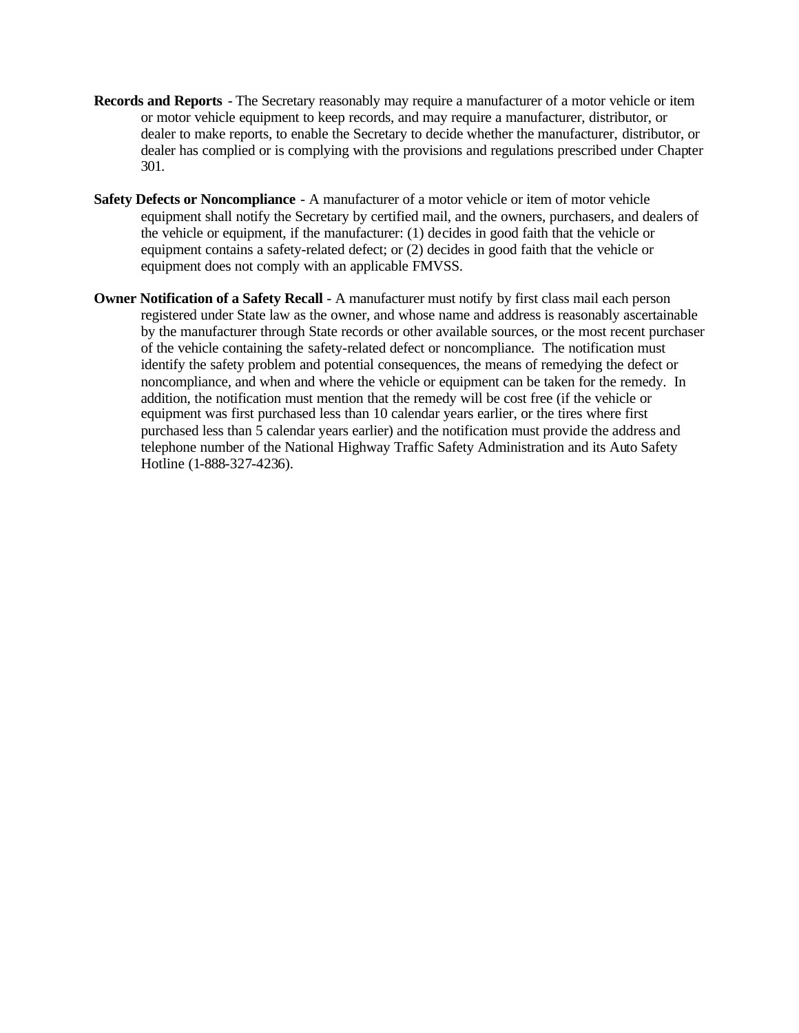**Records and Reports** - The Secretary reasonably may require a manufacturer of a motor vehicle or item or motor vehicle equipment to keep records, and may require a manufacturer, distributor, or dealer to make reports, to enable the Secretary to decide whether the manufacturer, distributor, or dealer has complied or is complying with the provisions and regulations prescribed under Chapter 301.

**Safety Defects or Noncompliance** - A manufacturer of a motor vehicle or item of motor vehicle equipment shall notify the Secretary by certified mail, and the owners, purchasers, and dealers of the vehicle or equipment, if the manufacturer: (1) decides in good faith that the vehicle or equipment contains a safety-related defect; or (2) decides in good faith that the vehicle or equipment does not comply with an applicable FMVSS.

**Owner Notification of a Safety Recall** - A manufacturer must notify by first class mail each person registered under State law as the owner, and whose name and address is reasonably ascertainable by the manufacturer through State records or other available sources, or the most recent purchaser of the vehicle containing the safety-related defect or noncompliance. The notification must identify the safety problem and potential consequences, the means of remedying the defect or noncompliance, and when and where the vehicle or equipment can be taken for the remedy. In addition, the notification must mention that the remedy will be cost free (if the vehicle or equipment was first purchased less than 10 calendar years earlier, or the tires where first purchased less than 5 calendar years earlier) and the notification must provide the address and telephone number of the National Highway Traffic Safety Administration and its Auto Safety Hotline (1-888-327-4236).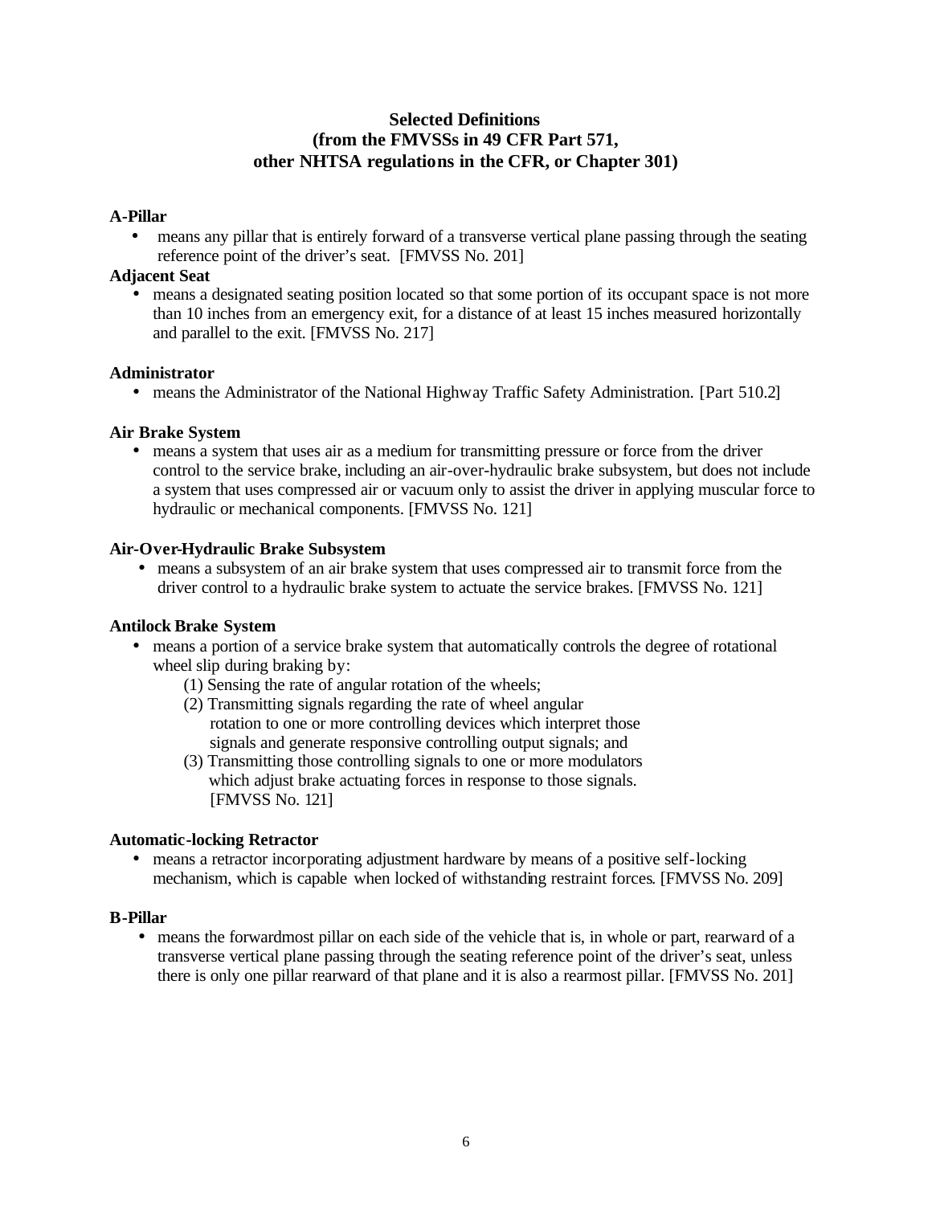**Selected Definitions**
**(from the FMVSSs in 49 CFR Part 571,**
**other NHTSA regulations in the CFR, or Chapter 301)**

**A-Pillar**

- means any pillar that is entirely forward of a transverse vertical plane passing through the seating reference point of the driver's seat. [FMVSS No. 201]

**Adjacent Seat**

- means a designated seating position located so that some portion of its occupant space is not more than 10 inches from an emergency exit, for a distance of at least 15 inches measured horizontally and parallel to the exit. [FMVSS No. 217]

**Administrator**

- means the Administrator of the National Highway Traffic Safety Administration. [Part 510.2]

**Air Brake System**

- means a system that uses air as a medium for transmitting pressure or force from the driver control to the service brake, including an air-over-hydraulic brake subsystem, but does not include a system that uses compressed air or vacuum only to assist the driver in applying muscular force to hydraulic or mechanical components. [FMVSS No. 121]

**Air-Over-Hydraulic Brake Subsystem**

- means a subsystem of an air brake system that uses compressed air to transmit force from the driver control to a hydraulic brake system to actuate the service brakes. [FMVSS No. 121]

**Antilock Brake System**

- means a portion of a service brake system that automatically controls the degree of rotational wheel slip during braking by:
  - (1) Sensing the rate of angular rotation of the wheels;
  - (2) Transmitting signals regarding the rate of wheel angular rotation to one or more controlling devices which interpret those signals and generate responsive controlling output signals; and
  - (3) Transmitting those controlling signals to one or more modulators which adjust brake actuating forces in response to those signals. [FMVSS No. 121]

**Automatic-locking Retractor**

- means a retractor incorporating adjustment hardware by means of a positive self-locking mechanism, which is capable when locked of withstanding restraint forces. [FMVSS No. 209]

**B-Pillar**

- means the forwardmost pillar on each side of the vehicle that is, in whole or part, rearward of a transverse vertical plane passing through the seating reference point of the driver's seat, unless there is only one pillar rearward of that plane and it is also a rearmost pillar. [FMVSS No. 201]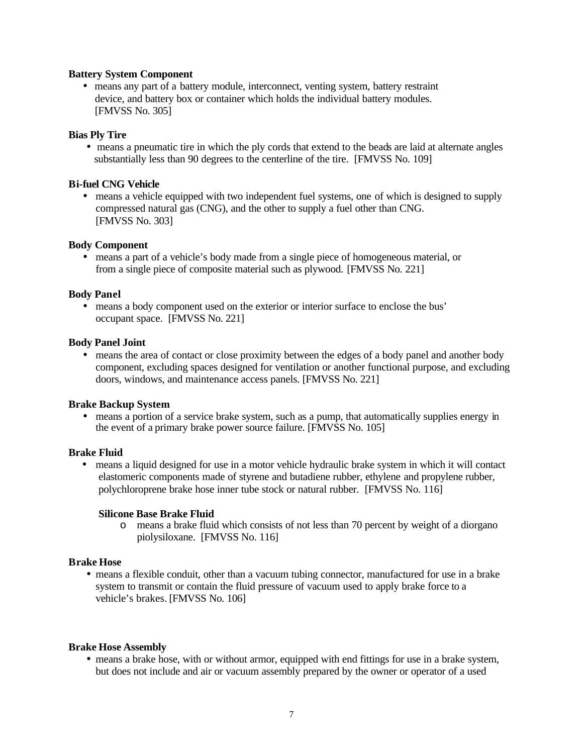**Battery System Component**

- means any part of a battery module, interconnect, venting system, battery restraint device, and battery box or container which holds the individual battery modules. [FMVSS No. 305]

**Bias Ply Tire**

- means a pneumatic tire in which the ply cords that extend to the beads are laid at alternate angles substantially less than 90 degrees to the centerline of the tire. [FMVSS No. 109]

**Bi-fuel CNG Vehicle**

- means a vehicle equipped with two independent fuel systems, one of which is designed to supply compressed natural gas (CNG), and the other to supply a fuel other than CNG. [FMVSS No. 303]

**Body Component**

- means a part of a vehicle's body made from a single piece of homogeneous material, or from a single piece of composite material such as plywood. [FMVSS No. 221]

**Body Panel**

- means a body component used on the exterior or interior surface to enclose the bus' occupant space. [FMVSS No. 221]

**Body Panel Joint**

- means the area of contact or close proximity between the edges of a body panel and another body component, excluding spaces designed for ventilation or another functional purpose, and excluding doors, windows, and maintenance access panels. [FMVSS No. 221]

**Brake Backup System**

- means a portion of a service brake system, such as a pump, that automatically supplies energy in the event of a primary brake power source failure. [FMVSS No. 105]

**Brake Fluid**

- means a liquid designed for use in a motor vehicle hydraulic brake system in which it will contact elastomeric components made of styrene and butadiene rubber, ethylene and propylene rubber, polychloroprene brake hose inner tube stock or natural rubber. [FMVSS No. 116]

  **Silicone Base Brake Fluid**

  - means a brake fluid which consists of not less than 70 percent by weight of a diorgano piolysiloxane. [FMVSS No. 116]

**Brake Hose**

- means a flexible conduit, other than a vacuum tubing connector, manufactured for use in a brake system to transmit or contain the fluid pressure of vacuum used to apply brake force to a vehicle's brakes. [FMVSS No. 106]

**Brake Hose Assembly**

- means a brake hose, with or without armor, equipped with end fittings for use in a brake system, but does not include and air or vacuum assembly prepared by the owner or operator of a used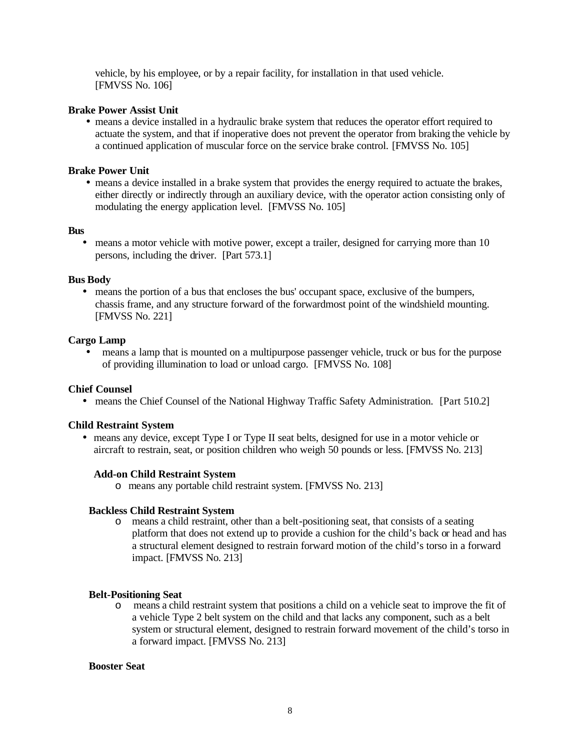vehicle, by his employee, or by a repair facility, for installation in that used vehicle. [FMVSS No. 106]

**Brake Power Assist Unit**

- means a device installed in a hydraulic brake system that reduces the operator effort required to actuate the system, and that if inoperative does not prevent the operator from braking the vehicle by a continued application of muscular force on the service brake control. [FMVSS No. 105]

**Brake Power Unit**

- means a device installed in a brake system that provides the energy required to actuate the brakes, either directly or indirectly through an auxiliary device, with the operator action consisting only of modulating the energy application level. [FMVSS No. 105]

**Bus**

- means a motor vehicle with motive power, except a trailer, designed for carrying more than 10 persons, including the driver. [Part 573.1]

**Bus Body**

- means the portion of a bus that encloses the bus' occupant space, exclusive of the bumpers, chassis frame, and any structure forward of the forwardmost point of the windshield mounting. [FMVSS No. 221]

**Cargo Lamp**

- means a lamp that is mounted on a multipurpose passenger vehicle, truck or bus for the purpose of providing illumination to load or unload cargo. [FMVSS No. 108]

**Chief Counsel**

- means the Chief Counsel of the National Highway Traffic Safety Administration. [Part 510.2]

**Child Restraint System**

- means any device, except Type I or Type II seat belts, designed for use in a motor vehicle or aircraft to restrain, seat, or position children who weigh 50 pounds or less. [FMVSS No. 213]

**Add-on Child Restraint System**

- means any portable child restraint system. [FMVSS No. 213]

**Backless Child Restraint System**

- means a child restraint, other than a belt-positioning seat, that consists of a seating platform that does not extend up to provide a cushion for the child's back or head and has a structural element designed to restrain forward motion of the child's torso in a forward impact. [FMVSS No. 213]

**Belt-Positioning Seat**

- means a child restraint system that positions a child on a vehicle seat to improve the fit of a vehicle Type 2 belt system on the child and that lacks any component, such as a belt system or structural element, designed to restrain forward movement of the child's torso in a forward impact. [FMVSS No. 213]

**Booster Seat**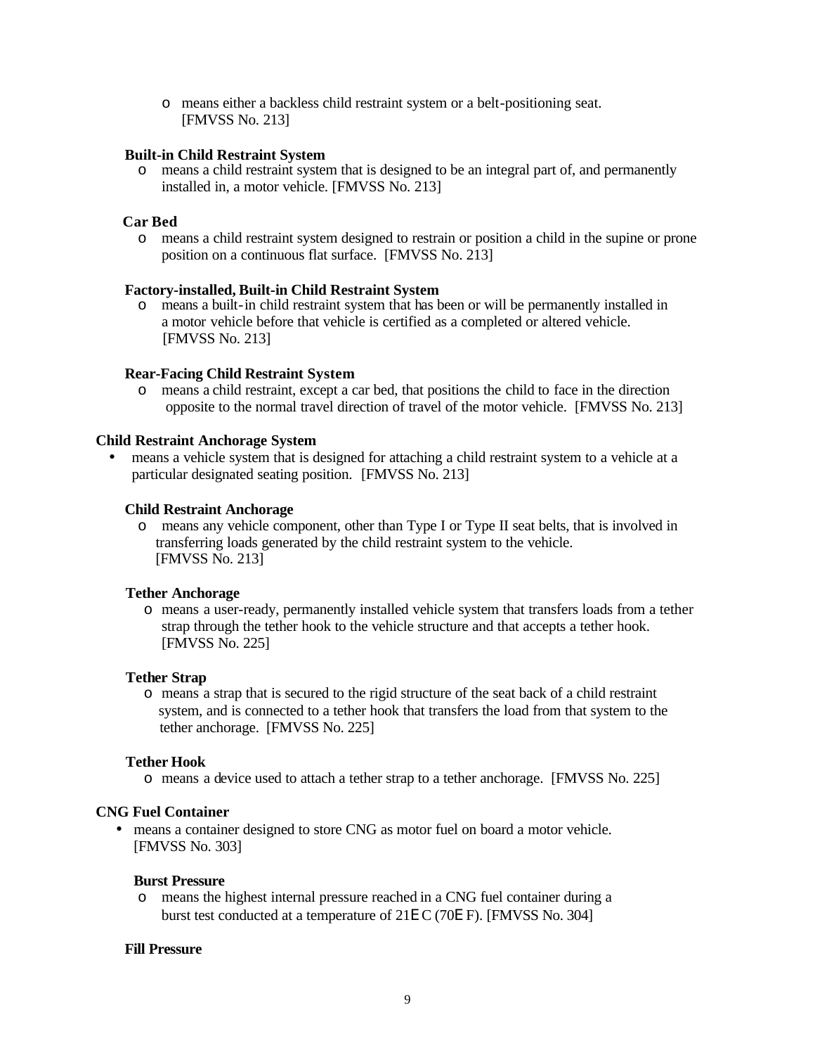- means either a backless child restraint system or a belt-positioning seat. [FMVSS No. 213]

**Built-in Child Restraint System**

- means a child restraint system that is designed to be an integral part of, and permanently installed in, a motor vehicle. [FMVSS No. 213]

**Car Bed**

- means a child restraint system designed to restrain or position a child in the supine or prone position on a continuous flat surface. [FMVSS No. 213]

**Factory-installed, Built-in Child Restraint System**

- means a built-in child restraint system that has been or will be permanently installed in a motor vehicle before that vehicle is certified as a completed or altered vehicle. [FMVSS No. 213]

**Rear-Facing Child Restraint System**

- means a child restraint, except a car bed, that positions the child to face in the direction opposite to the normal travel direction of travel of the motor vehicle. [FMVSS No. 213]

**Child Restraint Anchorage System**

- means a vehicle system that is designed for attaching a child restraint system to a vehicle at a particular designated seating position. [FMVSS No. 213]

**Child Restraint Anchorage**

- means any vehicle component, other than Type I or Type II seat belts, that is involved in transferring loads generated by the child restraint system to the vehicle. [FMVSS No. 213]

**Tether Anchorage**

- means a user-ready, permanently installed vehicle system that transfers loads from a tether strap through the tether hook to the vehicle structure and that accepts a tether hook. [FMVSS No. 225]

**Tether Strap**

- means a strap that is secured to the rigid structure of the seat back of a child restraint system, and is connected to a tether hook that transfers the load from that system to the tether anchorage. [FMVSS No. 225]

**Tether Hook**

- means a device used to attach a tether strap to a tether anchorage. [FMVSS No. 225]

**CNG Fuel Container**

- means a container designed to store CNG as motor fuel on board a motor vehicle. [FMVSS No. 303]

**Burst Pressure**

- means the highest internal pressure reached in a CNG fuel container during a burst test conducted at a temperature of 21°C (70°F). [FMVSS No. 304]

**Fill Pressure**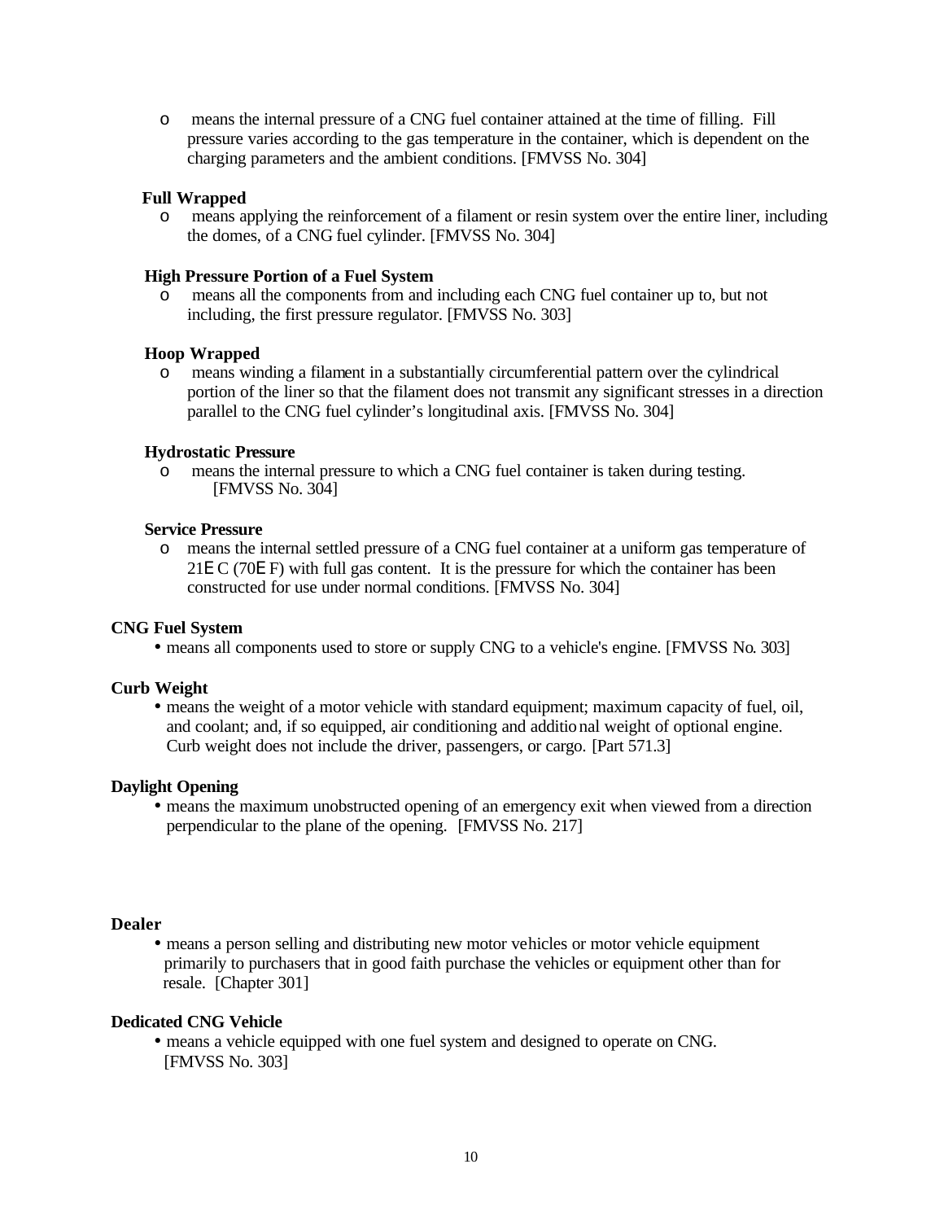- means the internal pressure of a CNG fuel container attained at the time of filling. Fill pressure varies according to the gas temperature in the container, which is dependent on the charging parameters and the ambient conditions. [FMVSS No. 304]

**Full Wrapped**

- means applying the reinforcement of a filament or resin system over the entire liner, including the domes, of a CNG fuel cylinder. [FMVSS No. 304]

**High Pressure Portion of a Fuel System**

- means all the components from and including each CNG fuel container up to, but not including, the first pressure regulator. [FMVSS No. 303]

**Hoop Wrapped**

- means winding a filament in a substantially circumferential pattern over the cylindrical portion of the liner so that the filament does not transmit any significant stresses in a direction parallel to the CNG fuel cylinder's longitudinal axis. [FMVSS No. 304]

**Hydrostatic Pressure**

- means the internal pressure to which a CNG fuel container is taken during testing. [FMVSS No. 304]

**Service Pressure**

- means the internal settled pressure of a CNG fuel container at a uniform gas temperature of 21°C (70°F) with full gas content. It is the pressure for which the container has been constructed for use under normal conditions. [FMVSS No. 304]

**CNG Fuel System**

- means all components used to store or supply CNG to a vehicle's engine. [FMVSS No. 303]

**Curb Weight**

- means the weight of a motor vehicle with standard equipment; maximum capacity of fuel, oil, and coolant; and, if so equipped, air conditioning and additional weight of optional engine. Curb weight does not include the driver, passengers, or cargo. [Part 571.3]

**Daylight Opening**

- means the maximum unobstructed opening of an emergency exit when viewed from a direction perpendicular to the plane of the opening. [FMVSS No. 217]

**Dealer**

- means a person selling and distributing new motor vehicles or motor vehicle equipment primarily to purchasers that in good faith purchase the vehicles or equipment other than for resale. [Chapter 301]

**Dedicated CNG Vehicle**

- means a vehicle equipped with one fuel system and designed to operate on CNG. [FMVSS No. 303]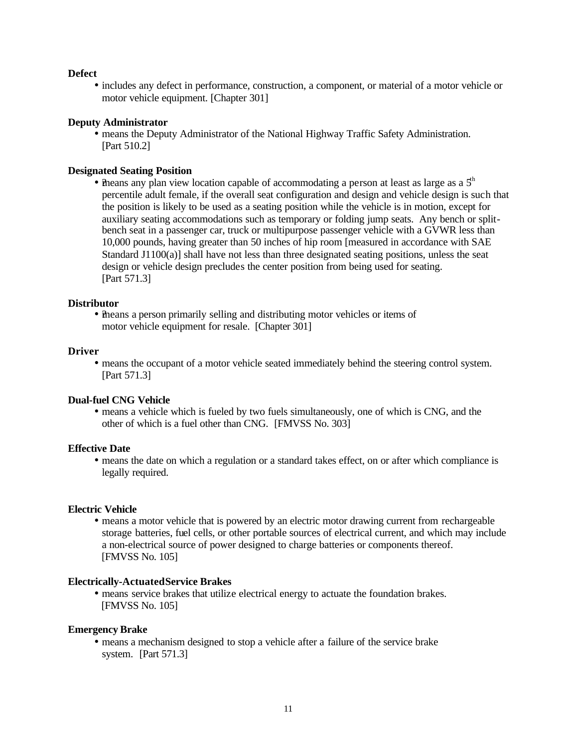**Defect**

- includes any defect in performance, construction, a component, or material of a motor vehicle or motor vehicle equipment. [Chapter 301]

**Deputy Administrator**

- means the Deputy Administrator of the National Highway Traffic Safety Administration. [Part 510.2]

**Designated Seating Position**

- means any plan view location capable of accommodating a person at least as large as a 5th percentile adult female, if the overall seat configuration and design and vehicle design is such that the position is likely to be used as a seating position while the vehicle is in motion, except for auxiliary seating accommodations such as temporary or folding jump seats. Any bench or split-bench seat in a passenger car, truck or multipurpose passenger vehicle with a GVWR less than 10,000 pounds, having greater than 50 inches of hip room [measured in accordance with SAE Standard J1100(a)] shall have not less than three designated seating positions, unless the seat design or vehicle design precludes the center position from being used for seating. [Part 571.3]

**Distributor**

- means a person primarily selling and distributing motor vehicles or items of motor vehicle equipment for resale. [Chapter 301]

**Driver**

- means the occupant of a motor vehicle seated immediately behind the steering control system. [Part 571.3]

**Dual-fuel CNG Vehicle**

- means a vehicle which is fueled by two fuels simultaneously, one of which is CNG, and the other of which is a fuel other than CNG. [FMVSS No. 303]

**Effective Date**

- means the date on which a regulation or a standard takes effect, on or after which compliance is legally required.

**Electric Vehicle**

- means a motor vehicle that is powered by an electric motor drawing current from rechargeable storage batteries, fuel cells, or other portable sources of electrical current, and which may include a non-electrical source of power designed to charge batteries or components thereof. [FMVSS No. 105]

**Electrically-Actuated Service Brakes**

- means service brakes that utilize electrical energy to actuate the foundation brakes. [FMVSS No. 105]

**Emergency Brake**

- means a mechanism designed to stop a vehicle after a failure of the service brake system. [Part 571.3]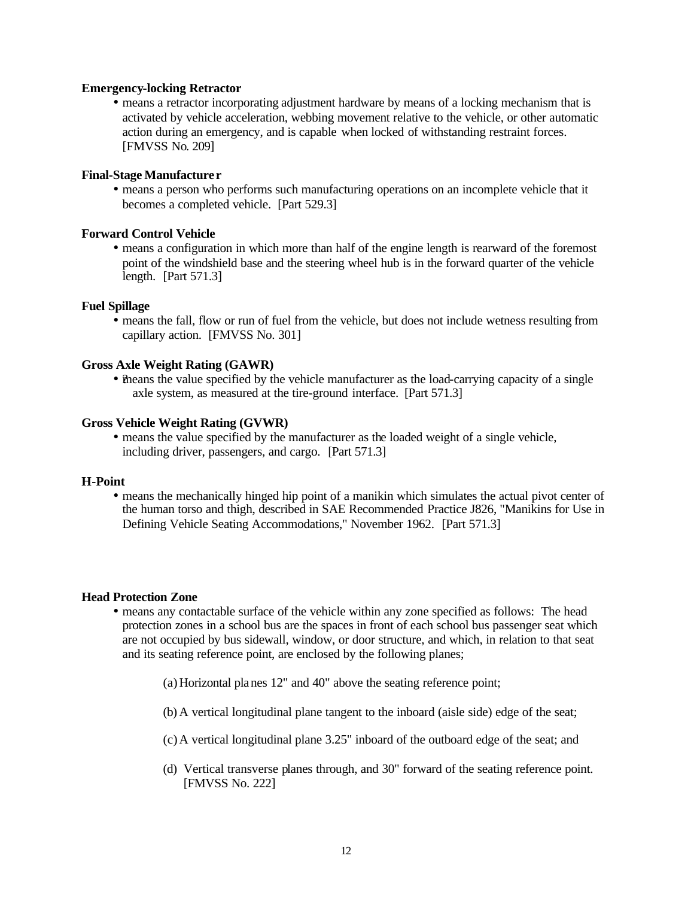**Emergency-locking Retractor**

- means a retractor incorporating adjustment hardware by means of a locking mechanism that is activated by vehicle acceleration, webbing movement relative to the vehicle, or other automatic action during an emergency, and is capable when locked of withstanding restraint forces. [FMVSS No. 209]

**Final-Stage Manufacturer**

- means a person who performs such manufacturing operations on an incomplete vehicle that it becomes a completed vehicle. [Part 529.3]

**Forward Control Vehicle**

- means a configuration in which more than half of the engine length is rearward of the foremost point of the windshield base and the steering wheel hub is in the forward quarter of the vehicle length. [Part 571.3]

**Fuel Spillage**

- means the fall, flow or run of fuel from the vehicle, but does not include wetness resulting from capillary action. [FMVSS No. 301]

**Gross Axle Weight Rating (GAWR)**

- means the value specified by the vehicle manufacturer as the load-carrying capacity of a single axle system, as measured at the tire-ground interface. [Part 571.3]

**Gross Vehicle Weight Rating (GVWR)**

- means the value specified by the manufacturer as the loaded weight of a single vehicle, including driver, passengers, and cargo. [Part 571.3]

**H-Point**

- means the mechanically hinged hip point of a manikin which simulates the actual pivot center of the human torso and thigh, described in SAE Recommended Practice J826, "Manikins for Use in Defining Vehicle Seating Accommodations," November 1962. [Part 571.3]

**Head Protection Zone**

- means any contactable surface of the vehicle within any zone specified as follows: The head protection zones in a school bus are the spaces in front of each school bus passenger seat which are not occupied by bus sidewall, window, or door structure, and which, in relation to that seat and its seating reference point, are enclosed by the following planes;

  (a) Horizontal planes 12" and 40" above the seating reference point;

  (b) A vertical longitudinal plane tangent to the inboard (aisle side) edge of the seat;

  (c) A vertical longitudinal plane 3.25" inboard of the outboard edge of the seat; and

  (d) Vertical transverse planes through, and 30" forward of the seating reference point. [FMVSS No. 222]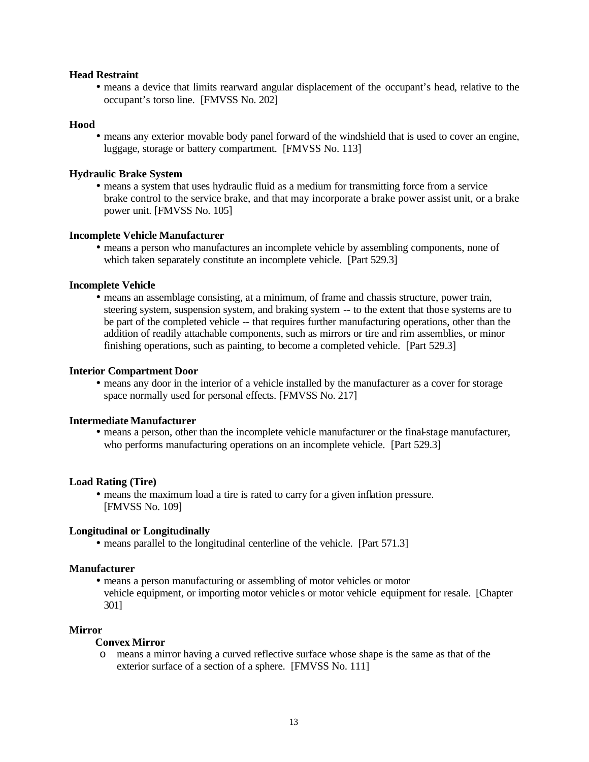**Head Restraint**

- means a device that limits rearward angular displacement of the occupant's head, relative to the occupant's torso line. [FMVSS No. 202]

**Hood**

- means any exterior movable body panel forward of the windshield that is used to cover an engine, luggage, storage or battery compartment. [FMVSS No. 113]

**Hydraulic Brake System**

- means a system that uses hydraulic fluid as a medium for transmitting force from a service brake control to the service brake, and that may incorporate a brake power assist unit, or a brake power unit. [FMVSS No. 105]

**Incomplete Vehicle Manufacturer**

- means a person who manufactures an incomplete vehicle by assembling components, none of which taken separately constitute an incomplete vehicle. [Part 529.3]

**Incomplete Vehicle**

- means an assemblage consisting, at a minimum, of frame and chassis structure, power train, steering system, suspension system, and braking system -- to the extent that those systems are to be part of the completed vehicle -- that requires further manufacturing operations, other than the addition of readily attachable components, such as mirrors or tire and rim assemblies, or minor finishing operations, such as painting, to become a completed vehicle. [Part 529.3]

**Interior Compartment Door**

- means any door in the interior of a vehicle installed by the manufacturer as a cover for storage space normally used for personal effects. [FMVSS No. 217]

**Intermediate Manufacturer**

- means a person, other than the incomplete vehicle manufacturer or the final-stage manufacturer, who performs manufacturing operations on an incomplete vehicle. [Part 529.3]

**Load Rating (Tire)**

- means the maximum load a tire is rated to carry for a given inflation pressure. [FMVSS No. 109]

**Longitudinal or Longitudinally**

- means parallel to the longitudinal centerline of the vehicle. [Part 571.3]

**Manufacturer**

- means a person manufacturing or assembling of motor vehicles or motor vehicle equipment, or importing motor vehicles or motor vehicle equipment for resale. [Chapter 301]

**Mirror**

**Convex Mirror**

- means a mirror having a curved reflective surface whose shape is the same as that of the exterior surface of a section of a sphere. [FMVSS No. 111]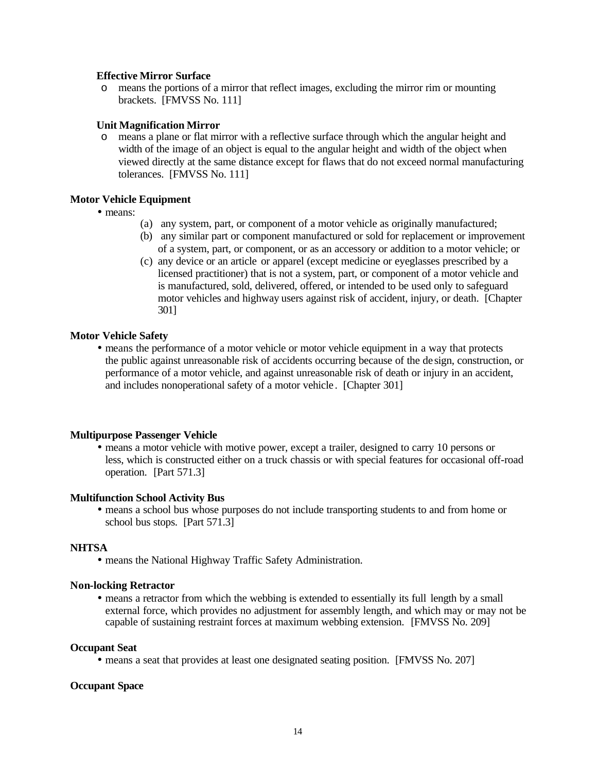**Effective Mirror Surface**

- means the portions of a mirror that reflect images, excluding the mirror rim or mounting brackets. [FMVSS No. 111]

**Unit Magnification Mirror**

- means a plane or flat mirror with a reflective surface through which the angular height and width of the image of an object is equal to the angular height and width of the object when viewed directly at the same distance except for flaws that do not exceed normal manufacturing tolerances. [FMVSS No. 111]

**Motor Vehicle Equipment**

- means:
  - (a) any system, part, or component of a motor vehicle as originally manufactured;
  - (b) any similar part or component manufactured or sold for replacement or improvement of a system, part, or component, or as an accessory or addition to a motor vehicle; or
  - (c) any device or an article or apparel (except medicine or eyeglasses prescribed by a licensed practitioner) that is not a system, part, or component of a motor vehicle and is manufactured, sold, delivered, offered, or intended to be used only to safeguard motor vehicles and highway users against risk of accident, injury, or death. [Chapter 301]

**Motor Vehicle Safety**

- means the performance of a motor vehicle or motor vehicle equipment in a way that protects the public against unreasonable risk of accidents occurring because of the design, construction, or performance of a motor vehicle, and against unreasonable risk of death or injury in an accident, and includes nonoperational safety of a motor vehicle. [Chapter 301]

**Multipurpose Passenger Vehicle**

- means a motor vehicle with motive power, except a trailer, designed to carry 10 persons or less, which is constructed either on a truck chassis or with special features for occasional off-road operation. [Part 571.3]

**Multifunction School Activity Bus**

- means a school bus whose purposes do not include transporting students to and from home or school bus stops. [Part 571.3]

**NHTSA**

- means the National Highway Traffic Safety Administration.

**Non-locking Retractor**

- means a retractor from which the webbing is extended to essentially its full length by a small external force, which provides no adjustment for assembly length, and which may or may not be capable of sustaining restraint forces at maximum webbing extension. [FMVSS No. 209]

**Occupant Seat**

- means a seat that provides at least one designated seating position. [FMVSS No. 207]

**Occupant Space**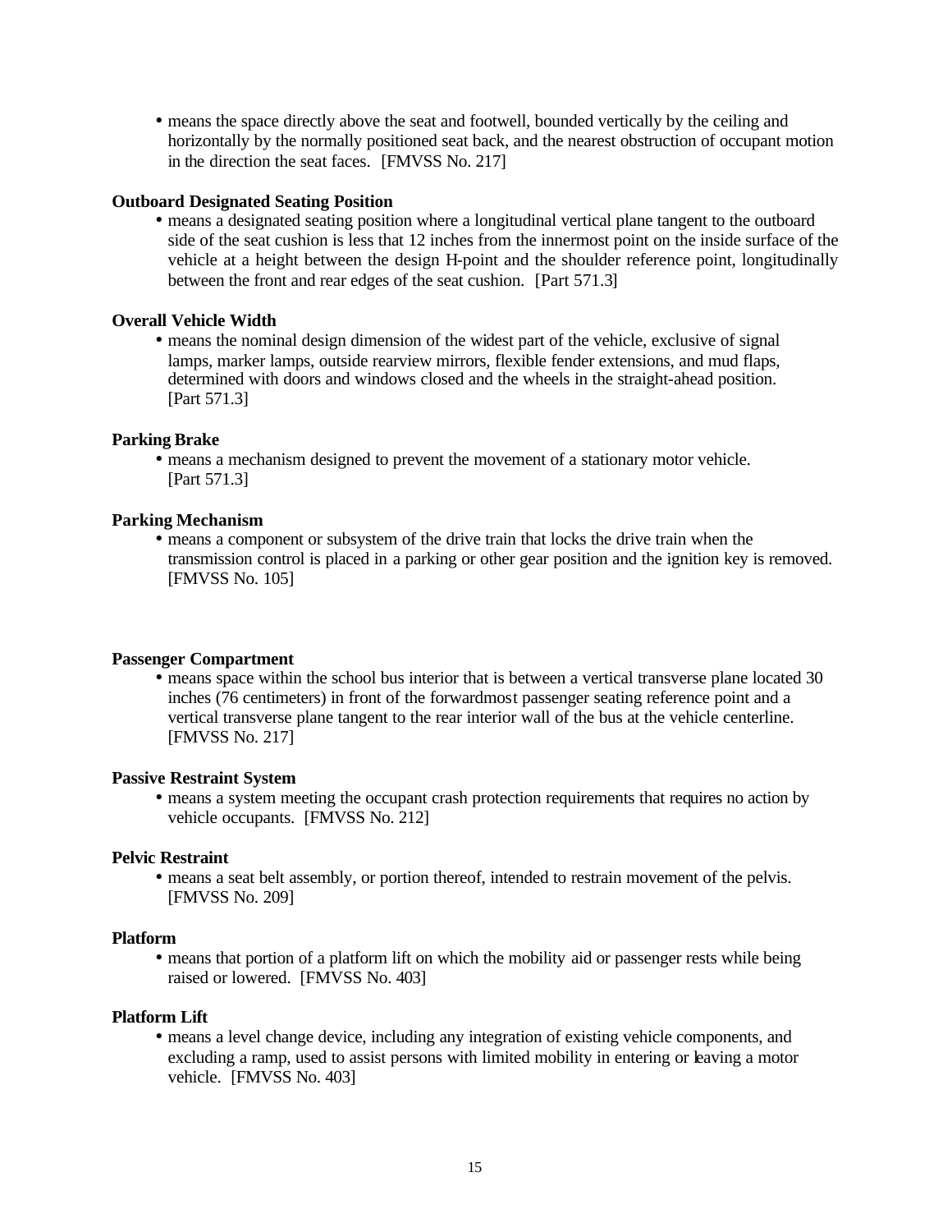- means the space directly above the seat and footwell, bounded vertically by the ceiling and horizontally by the normally positioned seat back, and the nearest obstruction of occupant motion in the direction the seat faces. [FMVSS No. 217]

**Outboard Designated Seating Position**

- means a designated seating position where a longitudinal vertical plane tangent to the outboard side of the seat cushion is less that 12 inches from the innermost point on the inside surface of the vehicle at a height between the design H-point and the shoulder reference point, longitudinally between the front and rear edges of the seat cushion. [Part 571.3]

**Overall Vehicle Width**

- means the nominal design dimension of the widest part of the vehicle, exclusive of signal lamps, marker lamps, outside rearview mirrors, flexible fender extensions, and mud flaps, determined with doors and windows closed and the wheels in the straight-ahead position. [Part 571.3]

**Parking Brake**

- means a mechanism designed to prevent the movement of a stationary motor vehicle. [Part 571.3]

**Parking Mechanism**

- means a component or subsystem of the drive train that locks the drive train when the transmission control is placed in a parking or other gear position and the ignition key is removed. [FMVSS No. 105]

**Passenger Compartment**

- means space within the school bus interior that is between a vertical transverse plane located 30 inches (76 centimeters) in front of the forwardmost passenger seating reference point and a vertical transverse plane tangent to the rear interior wall of the bus at the vehicle centerline. [FMVSS No. 217]

**Passive Restraint System**

- means a system meeting the occupant crash protection requirements that requires no action by vehicle occupants. [FMVSS No. 212]

**Pelvic Restraint**

- means a seat belt assembly, or portion thereof, intended to restrain movement of the pelvis. [FMVSS No. 209]

**Platform**

- means that portion of a platform lift on which the mobility aid or passenger rests while being raised or lowered. [FMVSS No. 403]

**Platform Lift**

- means a level change device, including any integration of existing vehicle components, and excluding a ramp, used to assist persons with limited mobility in entering or leaving a motor vehicle. [FMVSS No. 403]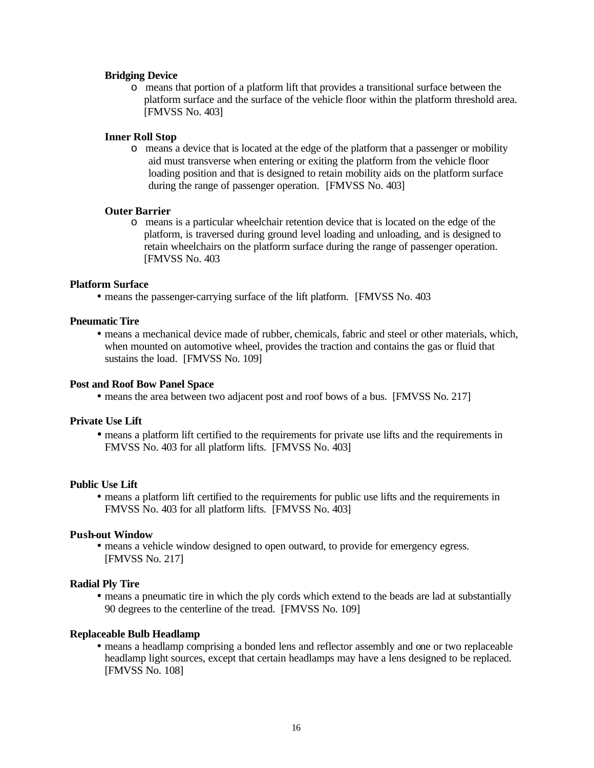**Bridging Device**

- means that portion of a platform lift that provides a transitional surface between the platform surface and the surface of the vehicle floor within the platform threshold area. [FMVSS No. 403]

**Inner Roll Stop**

- means a device that is located at the edge of the platform that a passenger or mobility aid must transverse when entering or exiting the platform from the vehicle floor loading position and that is designed to retain mobility aids on the platform surface during the range of passenger operation. [FMVSS No. 403]

**Outer Barrier**

- means is a particular wheelchair retention device that is located on the edge of the platform, is traversed during ground level loading and unloading, and is designed to retain wheelchairs on the platform surface during the range of passenger operation. [FMVSS No. 403

**Platform Surface**

- means the passenger-carrying surface of the lift platform. [FMVSS No. 403

**Pneumatic Tire**

- means a mechanical device made of rubber, chemicals, fabric and steel or other materials, which, when mounted on automotive wheel, provides the traction and contains the gas or fluid that sustains the load. [FMVSS No. 109]

**Post and Roof Bow Panel Space**

- means the area between two adjacent post and roof bows of a bus. [FMVSS No. 217]

**Private Use Lift**

- means a platform lift certified to the requirements for private use lifts and the requirements in FMVSS No. 403 for all platform lifts. [FMVSS No. 403]

**Public Use Lift**

- means a platform lift certified to the requirements for public use lifts and the requirements in FMVSS No. 403 for all platform lifts. [FMVSS No. 403]

**Push-out Window**

- means a vehicle window designed to open outward, to provide for emergency egress. [FMVSS No. 217]

**Radial Ply Tire**

- means a pneumatic tire in which the ply cords which extend to the beads are lad at substantially 90 degrees to the centerline of the tread. [FMVSS No. 109]

**Replaceable Bulb Headlamp**

- means a headlamp comprising a bonded lens and reflector assembly and one or two replaceable headlamp light sources, except that certain headlamps may have a lens designed to be replaced. [FMVSS No. 108]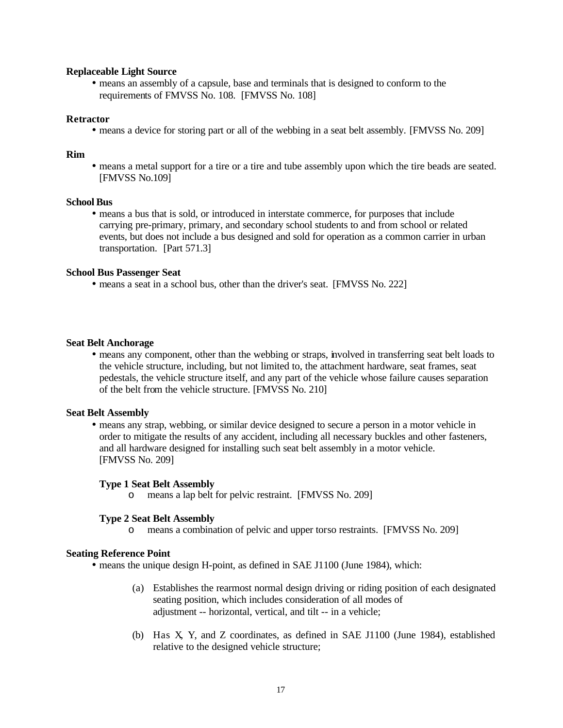**Replaceable Light Source**

- means an assembly of a capsule, base and terminals that is designed to conform to the requirements of FMVSS No. 108. [FMVSS No. 108]

**Retractor**

- means a device for storing part or all of the webbing in a seat belt assembly. [FMVSS No. 209]

**Rim**

- means a metal support for a tire or a tire and tube assembly upon which the tire beads are seated. [FMVSS No.109]

**School Bus**

- means a bus that is sold, or introduced in interstate commerce, for purposes that include carrying pre-primary, primary, and secondary school students to and from school or related events, but does not include a bus designed and sold for operation as a common carrier in urban transportation. [Part 571.3]

**School Bus Passenger Seat**

- means a seat in a school bus, other than the driver's seat. [FMVSS No. 222]

**Seat Belt Anchorage**

- means any component, other than the webbing or straps, involved in transferring seat belt loads to the vehicle structure, including, but not limited to, the attachment hardware, seat frames, seat pedestals, the vehicle structure itself, and any part of the vehicle whose failure causes separation of the belt from the vehicle structure. [FMVSS No. 210]

**Seat Belt Assembly**

- means any strap, webbing, or similar device designed to secure a person in a motor vehicle in order to mitigate the results of any accident, including all necessary buckles and other fasteners, and all hardware designed for installing such seat belt assembly in a motor vehicle. [FMVSS No. 209]

  **Type 1 Seat Belt Assembly**
  - means a lap belt for pelvic restraint. [FMVSS No. 209]

  **Type 2 Seat Belt Assembly**
  - means a combination of pelvic and upper torso restraints. [FMVSS No. 209]

**Seating Reference Point**

- means the unique design H-point, as defined in SAE J1100 (June 1984), which:

  (a) Establishes the rearmost normal design driving or riding position of each designated seating position, which includes consideration of all modes of adjustment -- horizontal, vertical, and tilt -- in a vehicle;

  (b) Has X, Y, and Z coordinates, as defined in SAE J1100 (June 1984), established relative to the designed vehicle structure;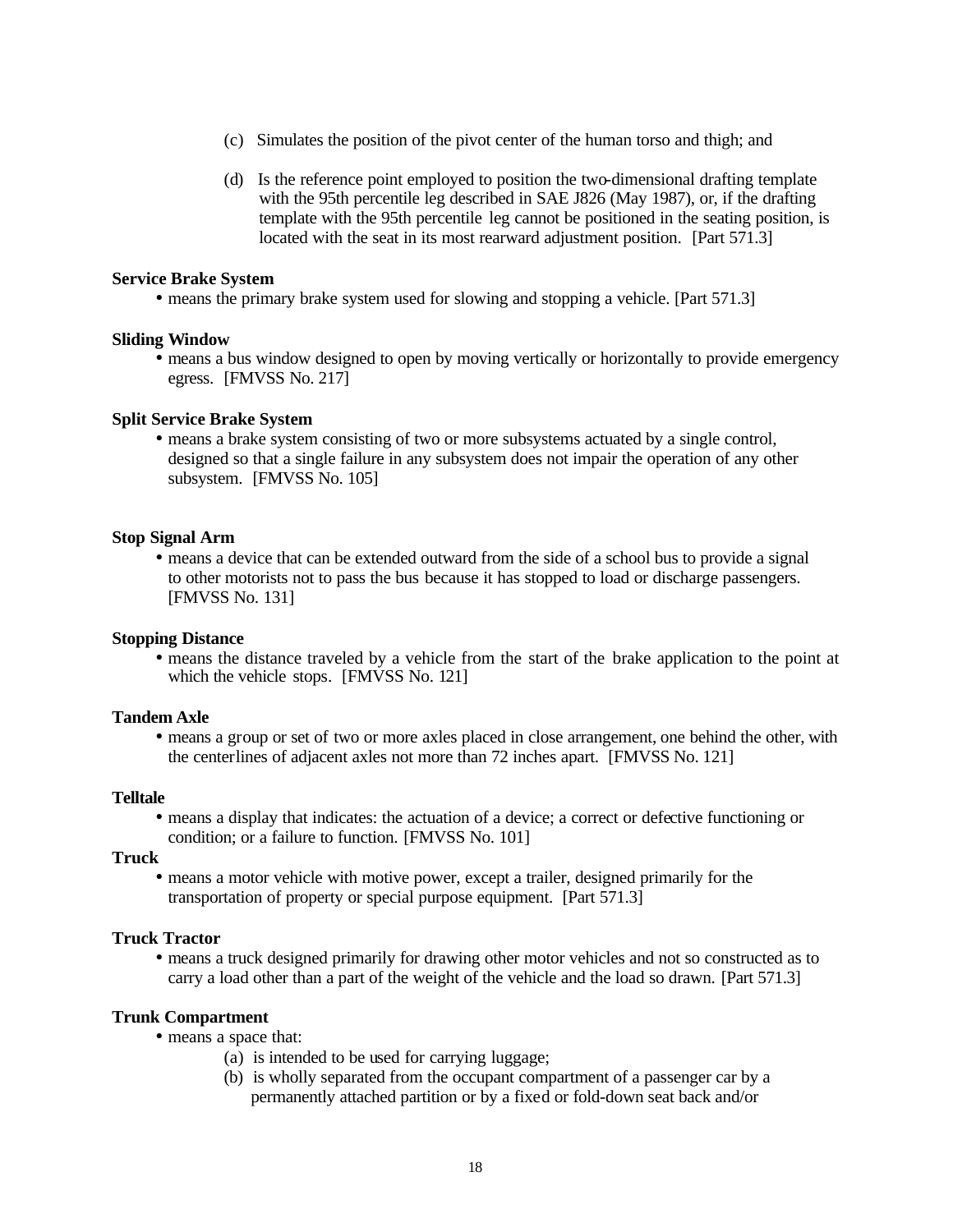(c) Simulates the position of the pivot center of the human torso and thigh; and

(d) Is the reference point employed to position the two-dimensional drafting template with the 95th percentile leg described in SAE J826 (May 1987), or, if the drafting template with the 95th percentile leg cannot be positioned in the seating position, is located with the seat in its most rearward adjustment position. [Part 571.3]

**Service Brake System**

- means the primary brake system used for slowing and stopping a vehicle. [Part 571.3]

**Sliding Window**

- means a bus window designed to open by moving vertically or horizontally to provide emergency egress. [FMVSS No. 217]

**Split Service Brake System**

- means a brake system consisting of two or more subsystems actuated by a single control, designed so that a single failure in any subsystem does not impair the operation of any other subsystem. [FMVSS No. 105]

**Stop Signal Arm**

- means a device that can be extended outward from the side of a school bus to provide a signal to other motorists not to pass the bus because it has stopped to load or discharge passengers. [FMVSS No. 131]

**Stopping Distance**

- means the distance traveled by a vehicle from the start of the brake application to the point at which the vehicle stops. [FMVSS No. 121]

**Tandem Axle**

- means a group or set of two or more axles placed in close arrangement, one behind the other, with the centerlines of adjacent axles not more than 72 inches apart. [FMVSS No. 121]

**Telltale**

- means a display that indicates: the actuation of a device; a correct or defective functioning or condition; or a failure to function. [FMVSS No. 101]

**Truck**

- means a motor vehicle with motive power, except a trailer, designed primarily for the transportation of property or special purpose equipment. [Part 571.3]

**Truck Tractor**

- means a truck designed primarily for drawing other motor vehicles and not so constructed as to carry a load other than a part of the weight of the vehicle and the load so drawn. [Part 571.3]

**Trunk Compartment**

- means a space that:
  - (a) is intended to be used for carrying luggage;
  - (b) is wholly separated from the occupant compartment of a passenger car by a permanently attached partition or by a fixed or fold-down seat back and/or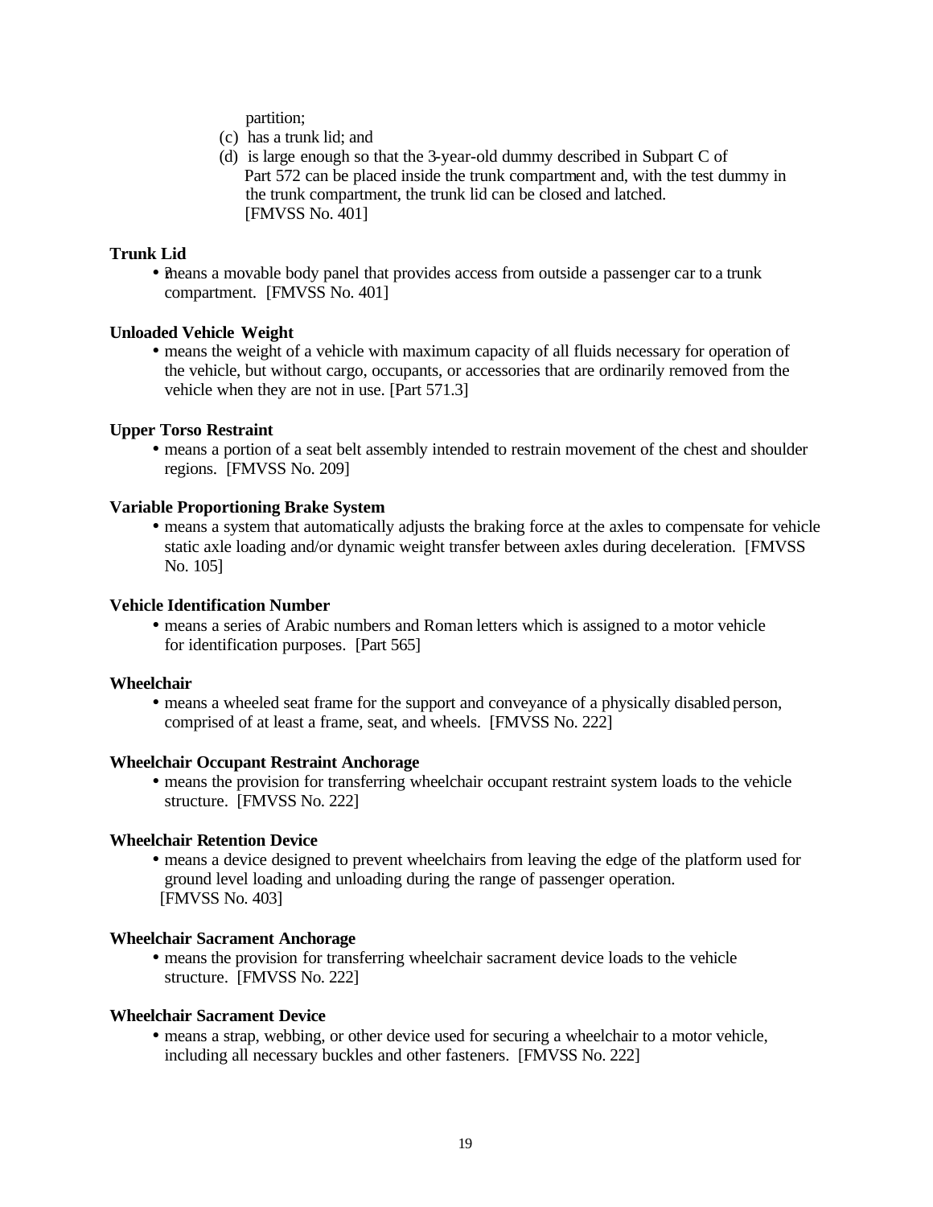partition;

(c) has a trunk lid; and

(d) is large enough so that the 3-year-old dummy described in Subpart C of Part 572 can be placed inside the trunk compartment and, with the test dummy in the trunk compartment, the trunk lid can be closed and latched. [FMVSS No. 401]

**Trunk Lid**

- means a movable body panel that provides access from outside a passenger car to a trunk compartment. [FMVSS No. 401]

**Unloaded Vehicle Weight**

- means the weight of a vehicle with maximum capacity of all fluids necessary for operation of the vehicle, but without cargo, occupants, or accessories that are ordinarily removed from the vehicle when they are not in use. [Part 571.3]

**Upper Torso Restraint**

- means a portion of a seat belt assembly intended to restrain movement of the chest and shoulder regions. [FMVSS No. 209]

**Variable Proportioning Brake System**

- means a system that automatically adjusts the braking force at the axles to compensate for vehicle static axle loading and/or dynamic weight transfer between axles during deceleration. [FMVSS No. 105]

**Vehicle Identification Number**

- means a series of Arabic numbers and Roman letters which is assigned to a motor vehicle for identification purposes. [Part 565]

**Wheelchair**

- means a wheeled seat frame for the support and conveyance of a physically disabled person, comprised of at least a frame, seat, and wheels. [FMVSS No. 222]

**Wheelchair Occupant Restraint Anchorage**

- means the provision for transferring wheelchair occupant restraint system loads to the vehicle structure. [FMVSS No. 222]

**Wheelchair Retention Device**

- means a device designed to prevent wheelchairs from leaving the edge of the platform used for ground level loading and unloading during the range of passenger operation. [FMVSS No. 403]

**Wheelchair Sacrament Anchorage**

- means the provision for transferring wheelchair sacrament device loads to the vehicle structure. [FMVSS No. 222]

**Wheelchair Sacrament Device**

- means a strap, webbing, or other device used for securing a wheelchair to a motor vehicle, including all necessary buckles and other fasteners. [FMVSS No. 222]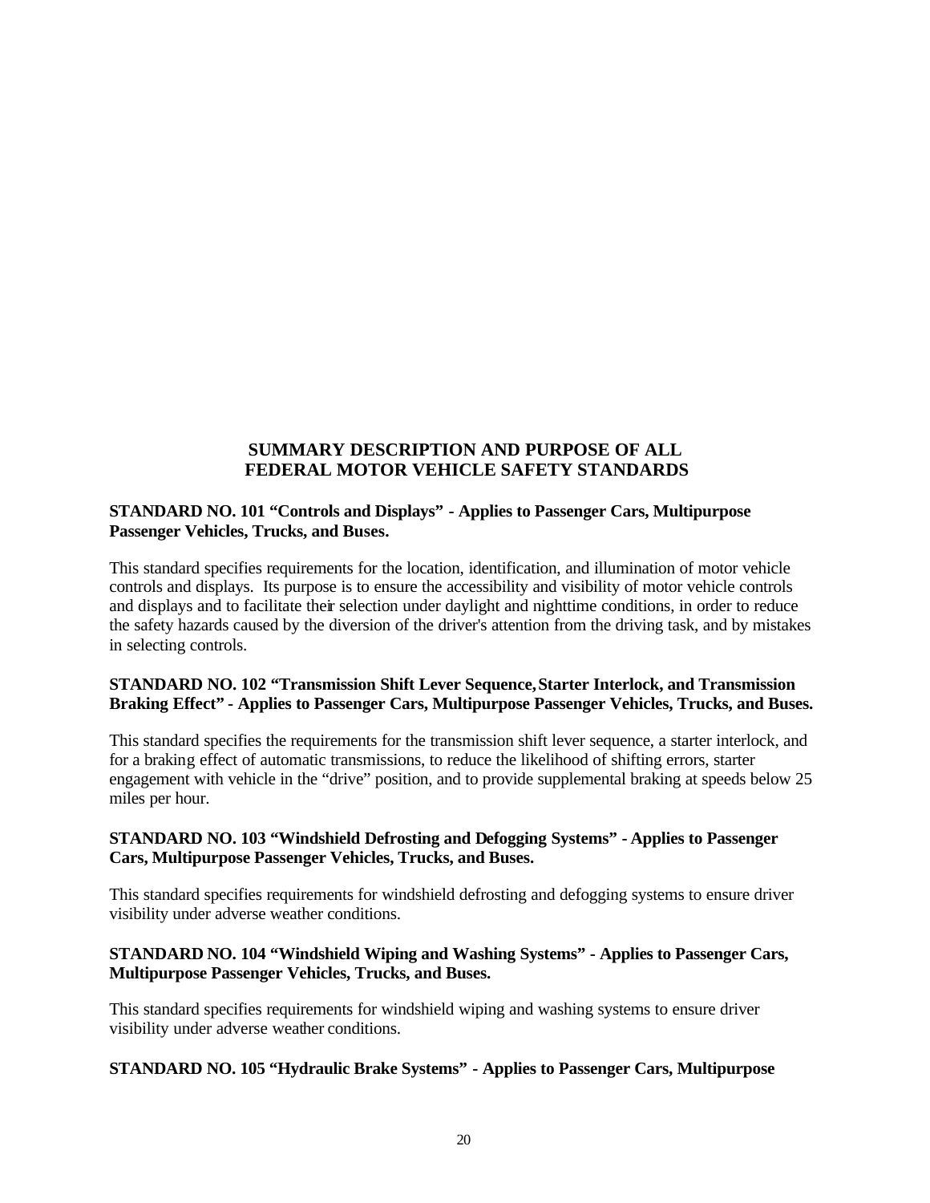## SUMMARY DESCRIPTION AND PURPOSE OF ALL FEDERAL MOTOR VEHICLE SAFETY STANDARDS

**STANDARD NO. 101 "Controls and Displays" - Applies to Passenger Cars, Multipurpose Passenger Vehicles, Trucks, and Buses.**

This standard specifies requirements for the location, identification, and illumination of motor vehicle controls and displays. Its purpose is to ensure the accessibility and visibility of motor vehicle controls and displays and to facilitate their selection under daylight and nighttime conditions, in order to reduce the safety hazards caused by the diversion of the driver's attention from the driving task, and by mistakes in selecting controls.

**STANDARD NO. 102 "Transmission Shift Lever Sequence, Starter Interlock, and Transmission Braking Effect" - Applies to Passenger Cars, Multipurpose Passenger Vehicles, Trucks, and Buses.**

This standard specifies the requirements for the transmission shift lever sequence, a starter interlock, and for a braking effect of automatic transmissions, to reduce the likelihood of shifting errors, starter engagement with vehicle in the "drive" position, and to provide supplemental braking at speeds below 25 miles per hour.

**STANDARD NO. 103 "Windshield Defrosting and Defogging Systems" - Applies to Passenger Cars, Multipurpose Passenger Vehicles, Trucks, and Buses.**

This standard specifies requirements for windshield defrosting and defogging systems to ensure driver visibility under adverse weather conditions.

**STANDARD NO. 104 "Windshield Wiping and Washing Systems" - Applies to Passenger Cars, Multipurpose Passenger Vehicles, Trucks, and Buses.**

This standard specifies requirements for windshield wiping and washing systems to ensure driver visibility under adverse weather conditions.

**STANDARD NO. 105 "Hydraulic Brake Systems" - Applies to Passenger Cars, Multipurpose**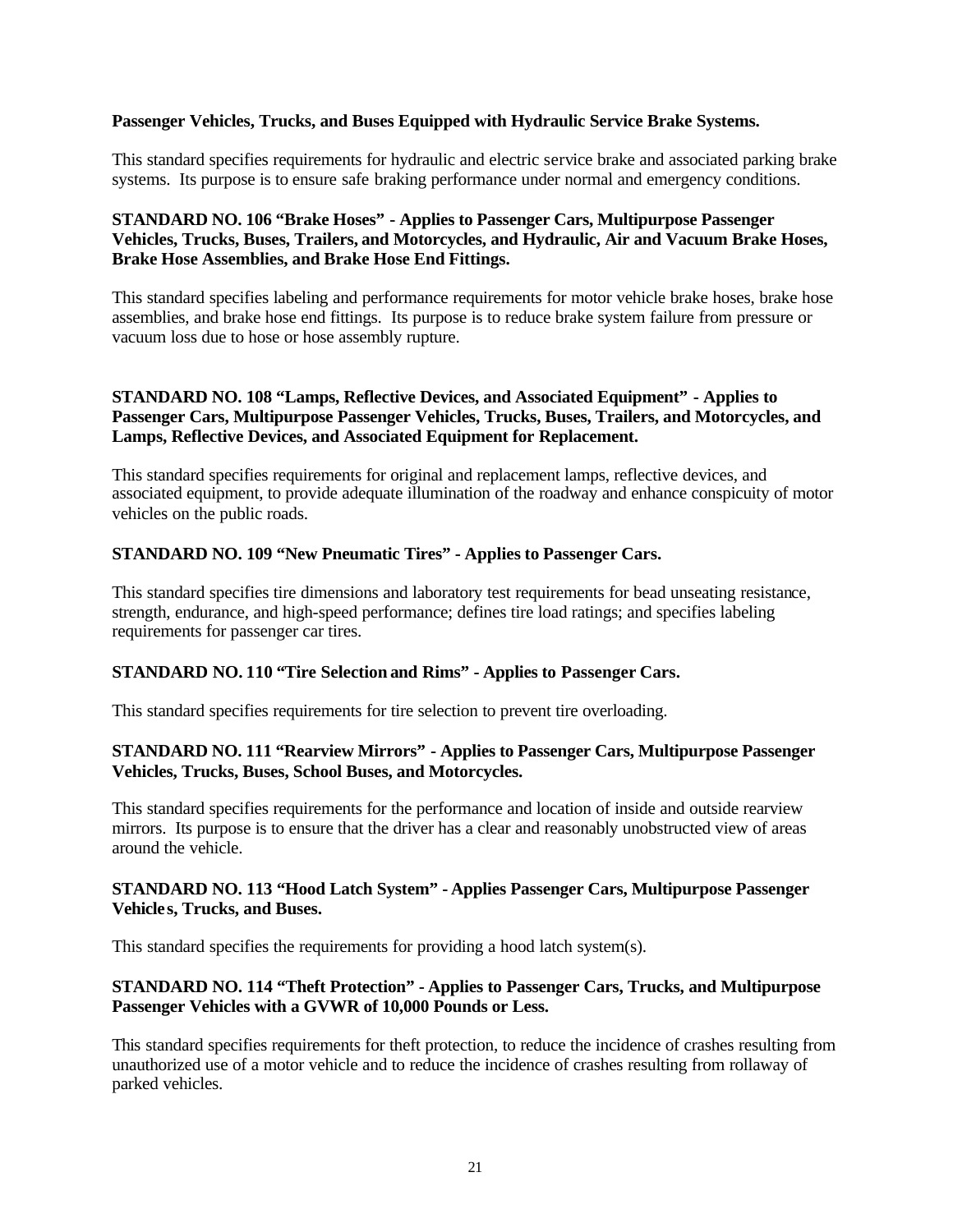**Passenger Vehicles, Trucks, and Buses Equipped with Hydraulic Service Brake Systems.**

This standard specifies requirements for hydraulic and electric service brake and associated parking brake systems. Its purpose is to ensure safe braking performance under normal and emergency conditions.

**STANDARD NO. 106 "Brake Hoses" - Applies to Passenger Cars, Multipurpose Passenger Vehicles, Trucks, Buses, Trailers, and Motorcycles, and Hydraulic, Air and Vacuum Brake Hoses, Brake Hose Assemblies, and Brake Hose End Fittings.**

This standard specifies labeling and performance requirements for motor vehicle brake hoses, brake hose assemblies, and brake hose end fittings. Its purpose is to reduce brake system failure from pressure or vacuum loss due to hose or hose assembly rupture.

**STANDARD NO. 108 "Lamps, Reflective Devices, and Associated Equipment" - Applies to Passenger Cars, Multipurpose Passenger Vehicles, Trucks, Buses, Trailers, and Motorcycles, and Lamps, Reflective Devices, and Associated Equipment for Replacement.**

This standard specifies requirements for original and replacement lamps, reflective devices, and associated equipment, to provide adequate illumination of the roadway and enhance conspicuity of motor vehicles on the public roads.

**STANDARD NO. 109 "New Pneumatic Tires" - Applies to Passenger Cars.**

This standard specifies tire dimensions and laboratory test requirements for bead unseating resistance, strength, endurance, and high-speed performance; defines tire load ratings; and specifies labeling requirements for passenger car tires.

**STANDARD NO. 110 "Tire Selection and Rims" - Applies to Passenger Cars.**

This standard specifies requirements for tire selection to prevent tire overloading.

**STANDARD NO. 111 "Rearview Mirrors" - Applies to Passenger Cars, Multipurpose Passenger Vehicles, Trucks, Buses, School Buses, and Motorcycles.**

This standard specifies requirements for the performance and location of inside and outside rearview mirrors. Its purpose is to ensure that the driver has a clear and reasonably unobstructed view of areas around the vehicle.

**STANDARD NO. 113 "Hood Latch System" - Applies Passenger Cars, Multipurpose Passenger Vehicles, Trucks, and Buses.**

This standard specifies the requirements for providing a hood latch system(s).

**STANDARD NO. 114 "Theft Protection" - Applies to Passenger Cars, Trucks, and Multipurpose Passenger Vehicles with a GVWR of 10,000 Pounds or Less.**

This standard specifies requirements for theft protection, to reduce the incidence of crashes resulting from unauthorized use of a motor vehicle and to reduce the incidence of crashes resulting from rollaway of parked vehicles.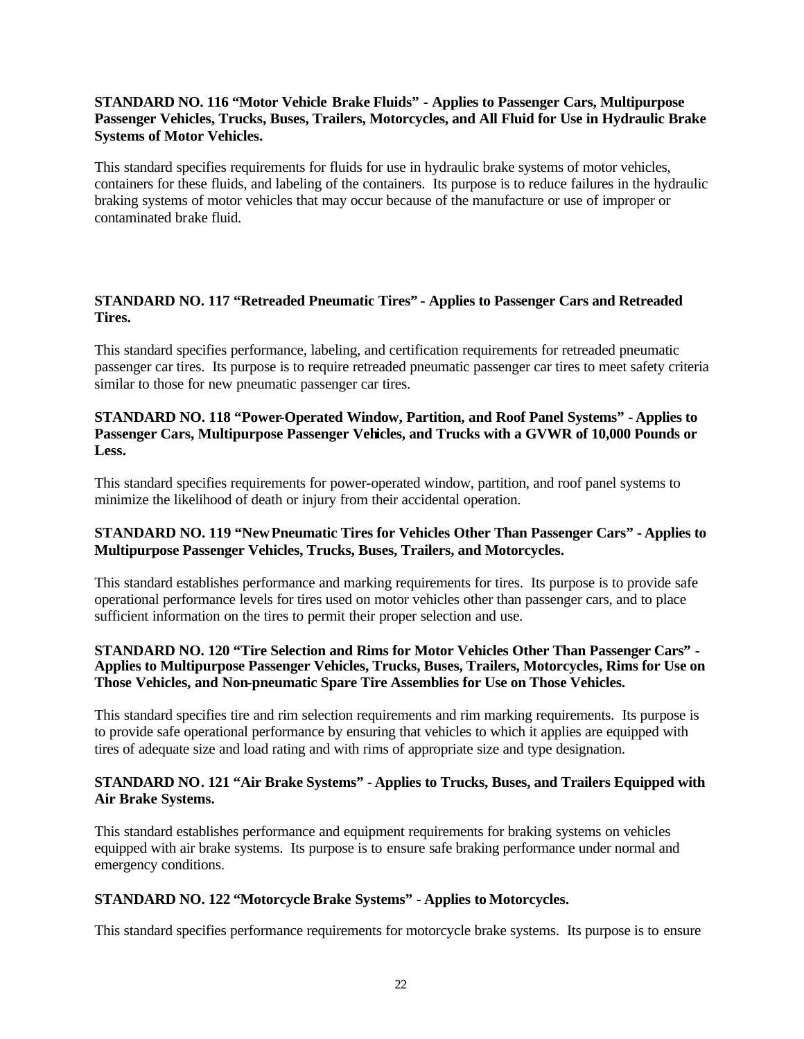**STANDARD NO. 116 "Motor Vehicle Brake Fluids" - Applies to Passenger Cars, Multipurpose Passenger Vehicles, Trucks, Buses, Trailers, Motorcycles, and All Fluid for Use in Hydraulic Brake Systems of Motor Vehicles.**

This standard specifies requirements for fluids for use in hydraulic brake systems of motor vehicles, containers for these fluids, and labeling of the containers. Its purpose is to reduce failures in the hydraulic braking systems of motor vehicles that may occur because of the manufacture or use of improper or contaminated brake fluid.

**STANDARD NO. 117 "Retreaded Pneumatic Tires" - Applies to Passenger Cars and Retreaded Tires.**

This standard specifies performance, labeling, and certification requirements for retreaded pneumatic passenger car tires. Its purpose is to require retreaded pneumatic passenger car tires to meet safety criteria similar to those for new pneumatic passenger car tires.

**STANDARD NO. 118 "Power-Operated Window, Partition, and Roof Panel Systems" - Applies to Passenger Cars, Multipurpose Passenger Vehicles, and Trucks with a GVWR of 10,000 Pounds or Less.**

This standard specifies requirements for power-operated window, partition, and roof panel systems to minimize the likelihood of death or injury from their accidental operation.

**STANDARD NO. 119 "New Pneumatic Tires for Vehicles Other Than Passenger Cars" - Applies to Multipurpose Passenger Vehicles, Trucks, Buses, Trailers, and Motorcycles.**

This standard establishes performance and marking requirements for tires. Its purpose is to provide safe operational performance levels for tires used on motor vehicles other than passenger cars, and to place sufficient information on the tires to permit their proper selection and use.

**STANDARD NO. 120 "Tire Selection and Rims for Motor Vehicles Other Than Passenger Cars" - Applies to Multipurpose Passenger Vehicles, Trucks, Buses, Trailers, Motorcycles, Rims for Use on Those Vehicles, and Non-pneumatic Spare Tire Assemblies for Use on Those Vehicles.**

This standard specifies tire and rim selection requirements and rim marking requirements. Its purpose is to provide safe operational performance by ensuring that vehicles to which it applies are equipped with tires of adequate size and load rating and with rims of appropriate size and type designation.

**STANDARD NO. 121 "Air Brake Systems" - Applies to Trucks, Buses, and Trailers Equipped with Air Brake Systems.**

This standard establishes performance and equipment requirements for braking systems on vehicles equipped with air brake systems. Its purpose is to ensure safe braking performance under normal and emergency conditions.

**STANDARD NO. 122 "Motorcycle Brake Systems" - Applies to Motorcycles.**

This standard specifies performance requirements for motorcycle brake systems. Its purpose is to ensure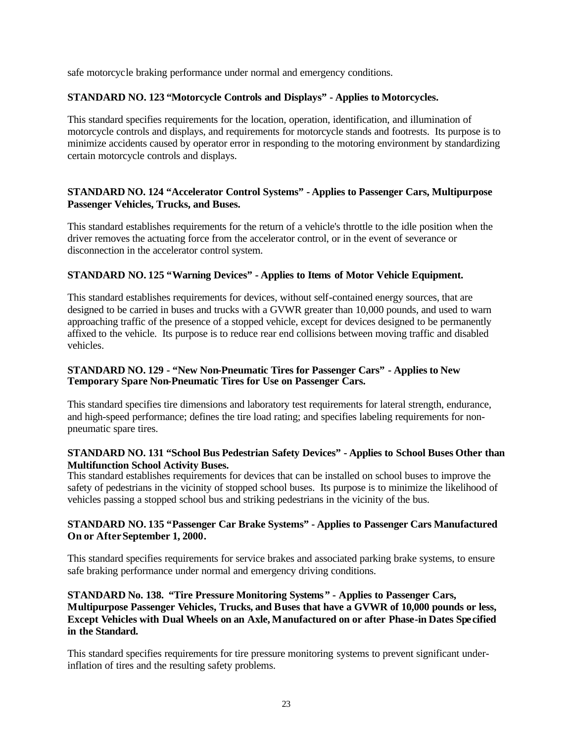safe motorcycle braking performance under normal and emergency conditions.

**STANDARD NO. 123 "Motorcycle Controls and Displays" - Applies to Motorcycles.**

This standard specifies requirements for the location, operation, identification, and illumination of motorcycle controls and displays, and requirements for motorcycle stands and footrests. Its purpose is to minimize accidents caused by operator error in responding to the motoring environment by standardizing certain motorcycle controls and displays.

**STANDARD NO. 124 "Accelerator Control Systems" - Applies to Passenger Cars, Multipurpose Passenger Vehicles, Trucks, and Buses.**

This standard establishes requirements for the return of a vehicle's throttle to the idle position when the driver removes the actuating force from the accelerator control, or in the event of severance or disconnection in the accelerator control system.

**STANDARD NO. 125 "Warning Devices" - Applies to Items of Motor Vehicle Equipment.**

This standard establishes requirements for devices, without self-contained energy sources, that are designed to be carried in buses and trucks with a GVWR greater than 10,000 pounds, and used to warn approaching traffic of the presence of a stopped vehicle, except for devices designed to be permanently affixed to the vehicle. Its purpose is to reduce rear end collisions between moving traffic and disabled vehicles.

**STANDARD NO. 129 - "New Non-Pneumatic Tires for Passenger Cars" - Applies to New Temporary Spare Non-Pneumatic Tires for Use on Passenger Cars.**

This standard specifies tire dimensions and laboratory test requirements for lateral strength, endurance, and high-speed performance; defines the tire load rating; and specifies labeling requirements for non-pneumatic spare tires.

**STANDARD NO. 131 "School Bus Pedestrian Safety Devices" - Applies to School Buses Other than Multifunction School Activity Buses.**

This standard establishes requirements for devices that can be installed on school buses to improve the safety of pedestrians in the vicinity of stopped school buses. Its purpose is to minimize the likelihood of vehicles passing a stopped school bus and striking pedestrians in the vicinity of the bus.

**STANDARD NO. 135 "Passenger Car Brake Systems" - Applies to Passenger Cars Manufactured On or After September 1, 2000.**

This standard specifies requirements for service brakes and associated parking brake systems, to ensure safe braking performance under normal and emergency driving conditions.

**STANDARD No. 138. "Tire Pressure Monitoring Systems" - Applies to Passenger Cars, Multipurpose Passenger Vehicles, Trucks, and Buses that have a GVWR of 10,000 pounds or less, Except Vehicles with Dual Wheels on an Axle, Manufactured on or after Phase-in Dates Specified in the Standard.**

This standard specifies requirements for tire pressure monitoring systems to prevent significant under-inflation of tires and the resulting safety problems.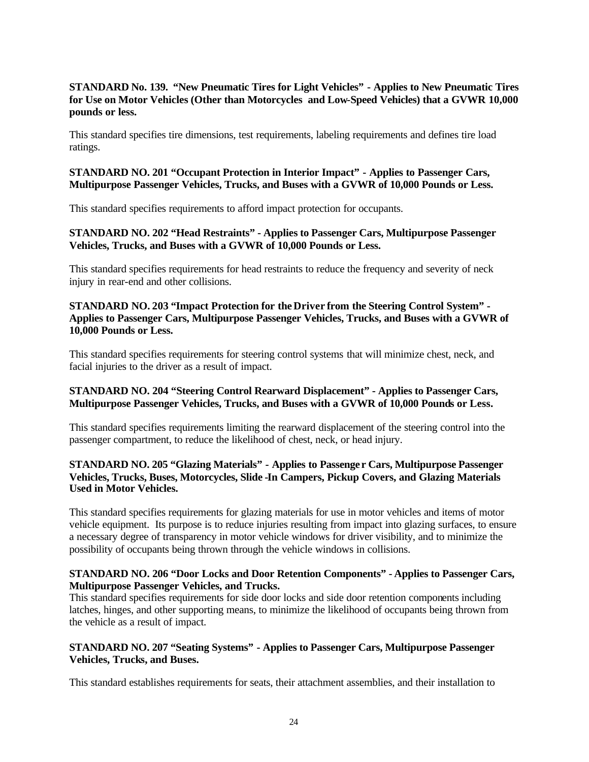**STANDARD No. 139. "New Pneumatic Tires for Light Vehicles" - Applies to New Pneumatic Tires for Use on Motor Vehicles (Other than Motorcycles and Low-Speed Vehicles) that a GVWR 10,000 pounds or less.**

This standard specifies tire dimensions, test requirements, labeling requirements and defines tire load ratings.

**STANDARD NO. 201 "Occupant Protection in Interior Impact" - Applies to Passenger Cars, Multipurpose Passenger Vehicles, Trucks, and Buses with a GVWR of 10,000 Pounds or Less.**

This standard specifies requirements to afford impact protection for occupants.

**STANDARD NO. 202 "Head Restraints" - Applies to Passenger Cars, Multipurpose Passenger Vehicles, Trucks, and Buses with a GVWR of 10,000 Pounds or Less.**

This standard specifies requirements for head restraints to reduce the frequency and severity of neck injury in rear-end and other collisions.

**STANDARD NO. 203 "Impact Protection for the Driver from the Steering Control System" - Applies to Passenger Cars, Multipurpose Passenger Vehicles, Trucks, and Buses with a GVWR of 10,000 Pounds or Less.**

This standard specifies requirements for steering control systems that will minimize chest, neck, and facial injuries to the driver as a result of impact.

**STANDARD NO. 204 "Steering Control Rearward Displacement" - Applies to Passenger Cars, Multipurpose Passenger Vehicles, Trucks, and Buses with a GVWR of 10,000 Pounds or Less.**

This standard specifies requirements limiting the rearward displacement of the steering control into the passenger compartment, to reduce the likelihood of chest, neck, or head injury.

**STANDARD NO. 205 "Glazing Materials" - Applies to Passenger Cars, Multipurpose Passenger Vehicles, Trucks, Buses, Motorcycles, Slide-In Campers, Pickup Covers, and Glazing Materials Used in Motor Vehicles.**

This standard specifies requirements for glazing materials for use in motor vehicles and items of motor vehicle equipment. Its purpose is to reduce injuries resulting from impact into glazing surfaces, to ensure a necessary degree of transparency in motor vehicle windows for driver visibility, and to minimize the possibility of occupants being thrown through the vehicle windows in collisions.

**STANDARD NO. 206 "Door Locks and Door Retention Components" - Applies to Passenger Cars, Multipurpose Passenger Vehicles, and Trucks.**

This standard specifies requirements for side door locks and side door retention components including latches, hinges, and other supporting means, to minimize the likelihood of occupants being thrown from the vehicle as a result of impact.

**STANDARD NO. 207 "Seating Systems" - Applies to Passenger Cars, Multipurpose Passenger Vehicles, Trucks, and Buses.**

This standard establishes requirements for seats, their attachment assemblies, and their installation to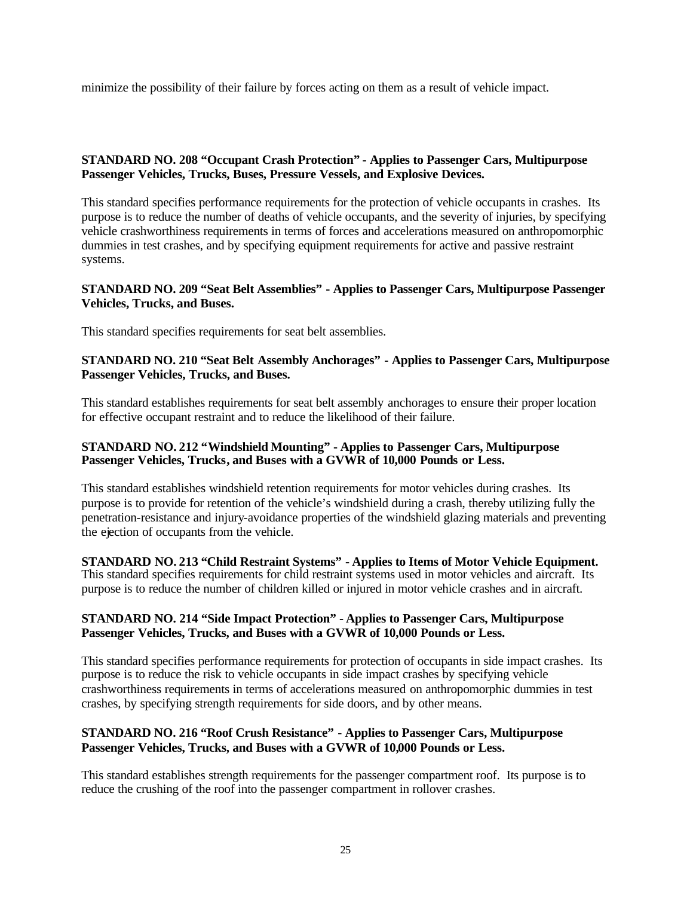minimize the possibility of their failure by forces acting on them as a result of vehicle impact.

**STANDARD NO. 208 "Occupant Crash Protection" - Applies to Passenger Cars, Multipurpose Passenger Vehicles, Trucks, Buses, Pressure Vessels, and Explosive Devices.**

This standard specifies performance requirements for the protection of vehicle occupants in crashes. Its purpose is to reduce the number of deaths of vehicle occupants, and the severity of injuries, by specifying vehicle crashworthiness requirements in terms of forces and accelerations measured on anthropomorphic dummies in test crashes, and by specifying equipment requirements for active and passive restraint systems.

**STANDARD NO. 209 "Seat Belt Assemblies" - Applies to Passenger Cars, Multipurpose Passenger Vehicles, Trucks, and Buses.**

This standard specifies requirements for seat belt assemblies.

**STANDARD NO. 210 "Seat Belt Assembly Anchorages" - Applies to Passenger Cars, Multipurpose Passenger Vehicles, Trucks, and Buses.**

This standard establishes requirements for seat belt assembly anchorages to ensure their proper location for effective occupant restraint and to reduce the likelihood of their failure.

**STANDARD NO. 212 "Windshield Mounting" - Applies to Passenger Cars, Multipurpose Passenger Vehicles, Trucks, and Buses with a GVWR of 10,000 Pounds or Less.**

This standard establishes windshield retention requirements for motor vehicles during crashes. Its purpose is to provide for retention of the vehicle's windshield during a crash, thereby utilizing fully the penetration-resistance and injury-avoidance properties of the windshield glazing materials and preventing the ejection of occupants from the vehicle.

**STANDARD NO. 213 "Child Restraint Systems" - Applies to Items of Motor Vehicle Equipment.**
This standard specifies requirements for child restraint systems used in motor vehicles and aircraft. Its purpose is to reduce the number of children killed or injured in motor vehicle crashes and in aircraft.

**STANDARD NO. 214 "Side Impact Protection" - Applies to Passenger Cars, Multipurpose Passenger Vehicles, Trucks, and Buses with a GVWR of 10,000 Pounds or Less.**

This standard specifies performance requirements for protection of occupants in side impact crashes. Its purpose is to reduce the risk to vehicle occupants in side impact crashes by specifying vehicle crashworthiness requirements in terms of accelerations measured on anthropomorphic dummies in test crashes, by specifying strength requirements for side doors, and by other means.

**STANDARD NO. 216 "Roof Crush Resistance" - Applies to Passenger Cars, Multipurpose Passenger Vehicles, Trucks, and Buses with a GVWR of 10,000 Pounds or Less.**

This standard establishes strength requirements for the passenger compartment roof. Its purpose is to reduce the crushing of the roof into the passenger compartment in rollover crashes.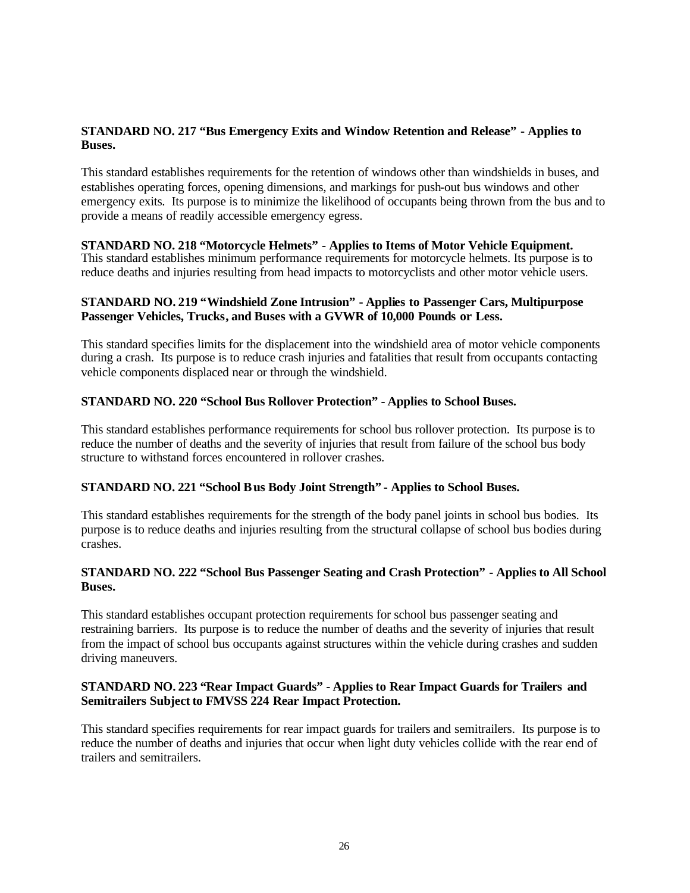**STANDARD NO. 217 "Bus Emergency Exits and Window Retention and Release" - Applies to Buses.**

This standard establishes requirements for the retention of windows other than windshields in buses, and establishes operating forces, opening dimensions, and markings for push-out bus windows and other emergency exits. Its purpose is to minimize the likelihood of occupants being thrown from the bus and to provide a means of readily accessible emergency egress.

**STANDARD NO. 218 "Motorcycle Helmets" - Applies to Items of Motor Vehicle Equipment.**
This standard establishes minimum performance requirements for motorcycle helmets. Its purpose is to reduce deaths and injuries resulting from head impacts to motorcyclists and other motor vehicle users.

**STANDARD NO. 219 "Windshield Zone Intrusion" - Applies to Passenger Cars, Multipurpose Passenger Vehicles, Trucks, and Buses with a GVWR of 10,000 Pounds or Less.**

This standard specifies limits for the displacement into the windshield area of motor vehicle components during a crash. Its purpose is to reduce crash injuries and fatalities that result from occupants contacting vehicle components displaced near or through the windshield.

**STANDARD NO. 220 "School Bus Rollover Protection" - Applies to School Buses.**

This standard establishes performance requirements for school bus rollover protection. Its purpose is to reduce the number of deaths and the severity of injuries that result from failure of the school bus body structure to withstand forces encountered in rollover crashes.

**STANDARD NO. 221 "School Bus Body Joint Strength" - Applies to School Buses.**

This standard establishes requirements for the strength of the body panel joints in school bus bodies. Its purpose is to reduce deaths and injuries resulting from the structural collapse of school bus bodies during crashes.

**STANDARD NO. 222 "School Bus Passenger Seating and Crash Protection" - Applies to All School Buses.**

This standard establishes occupant protection requirements for school bus passenger seating and restraining barriers. Its purpose is to reduce the number of deaths and the severity of injuries that result from the impact of school bus occupants against structures within the vehicle during crashes and sudden driving maneuvers.

**STANDARD NO. 223 "Rear Impact Guards" - Applies to Rear Impact Guards for Trailers and Semitrailers Subject to FMVSS 224 Rear Impact Protection.**

This standard specifies requirements for rear impact guards for trailers and semitrailers. Its purpose is to reduce the number of deaths and injuries that occur when light duty vehicles collide with the rear end of trailers and semitrailers.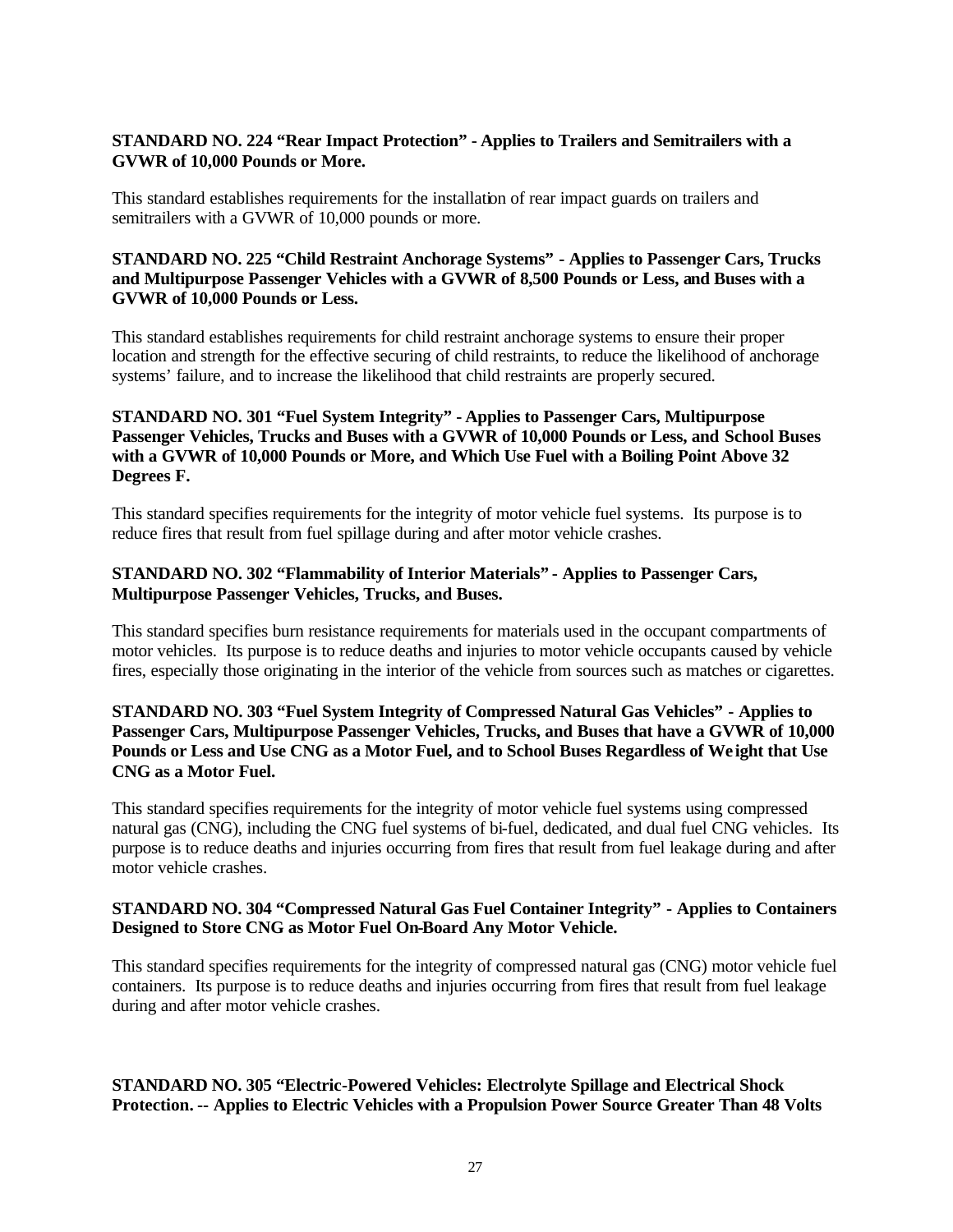**STANDARD NO. 224 "Rear Impact Protection" - Applies to Trailers and Semitrailers with a GVWR of 10,000 Pounds or More.**

This standard establishes requirements for the installation of rear impact guards on trailers and semitrailers with a GVWR of 10,000 pounds or more.

**STANDARD NO. 225 "Child Restraint Anchorage Systems" - Applies to Passenger Cars, Trucks and Multipurpose Passenger Vehicles with a GVWR of 8,500 Pounds or Less, and Buses with a GVWR of 10,000 Pounds or Less.**

This standard establishes requirements for child restraint anchorage systems to ensure their proper location and strength for the effective securing of child restraints, to reduce the likelihood of anchorage systems' failure, and to increase the likelihood that child restraints are properly secured.

**STANDARD NO. 301 "Fuel System Integrity" - Applies to Passenger Cars, Multipurpose Passenger Vehicles, Trucks and Buses with a GVWR of 10,000 Pounds or Less, and School Buses with a GVWR of 10,000 Pounds or More, and Which Use Fuel with a Boiling Point Above 32 Degrees F.**

This standard specifies requirements for the integrity of motor vehicle fuel systems. Its purpose is to reduce fires that result from fuel spillage during and after motor vehicle crashes.

**STANDARD NO. 302 "Flammability of Interior Materials" - Applies to Passenger Cars, Multipurpose Passenger Vehicles, Trucks, and Buses.**

This standard specifies burn resistance requirements for materials used in the occupant compartments of motor vehicles. Its purpose is to reduce deaths and injuries to motor vehicle occupants caused by vehicle fires, especially those originating in the interior of the vehicle from sources such as matches or cigarettes.

**STANDARD NO. 303 "Fuel System Integrity of Compressed Natural Gas Vehicles" - Applies to Passenger Cars, Multipurpose Passenger Vehicles, Trucks, and Buses that have a GVWR of 10,000 Pounds or Less and Use CNG as a Motor Fuel, and to School Buses Regardless of Weight that Use CNG as a Motor Fuel.**

This standard specifies requirements for the integrity of motor vehicle fuel systems using compressed natural gas (CNG), including the CNG fuel systems of bi-fuel, dedicated, and dual fuel CNG vehicles. Its purpose is to reduce deaths and injuries occurring from fires that result from fuel leakage during and after motor vehicle crashes.

**STANDARD NO. 304 "Compressed Natural Gas Fuel Container Integrity" - Applies to Containers Designed to Store CNG as Motor Fuel On-Board Any Motor Vehicle.**

This standard specifies requirements for the integrity of compressed natural gas (CNG) motor vehicle fuel containers. Its purpose is to reduce deaths and injuries occurring from fires that result from fuel leakage during and after motor vehicle crashes.

**STANDARD NO. 305 "Electric-Powered Vehicles: Electrolyte Spillage and Electrical Shock Protection. -- Applies to Electric Vehicles with a Propulsion Power Source Greater Than 48 Volts**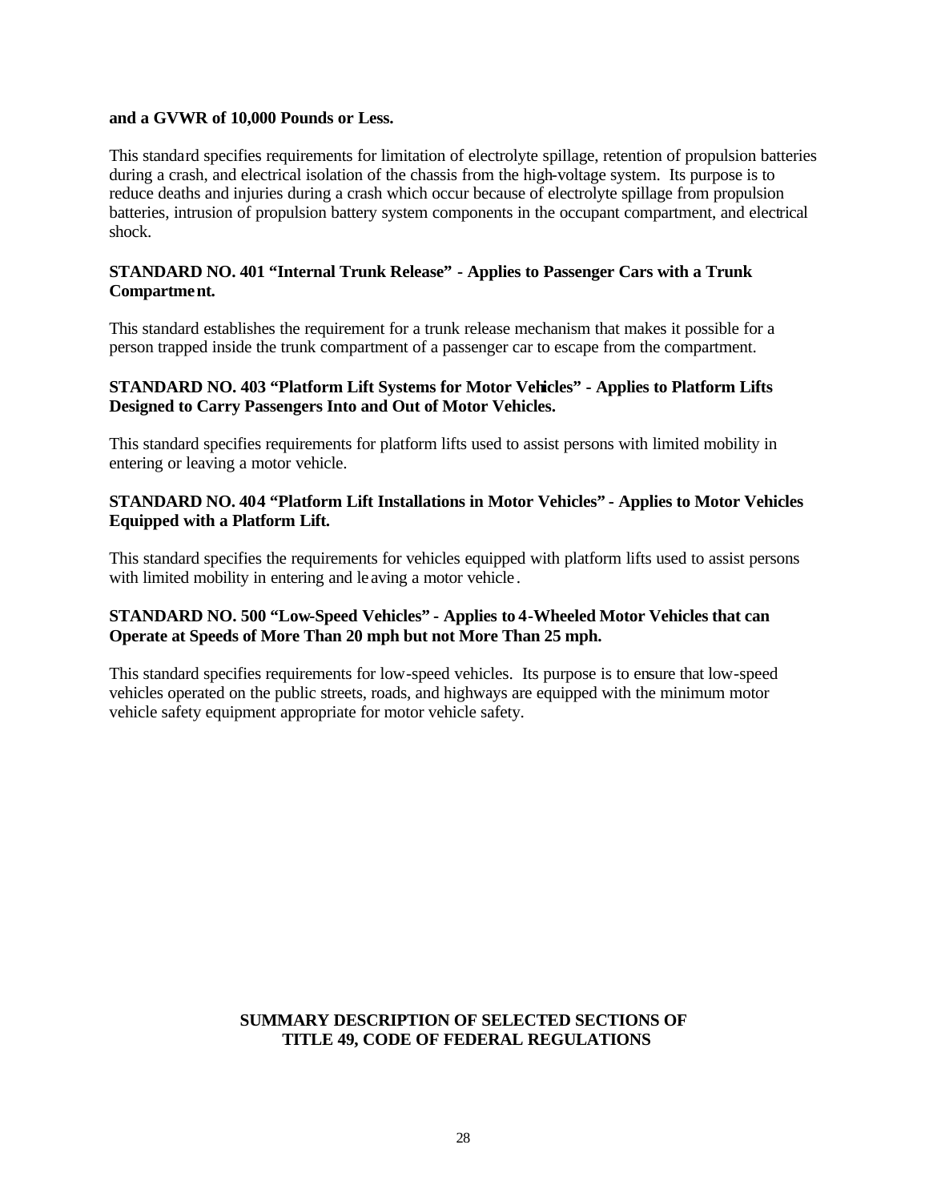**and a GVWR of 10,000 Pounds or Less.**

This standard specifies requirements for limitation of electrolyte spillage, retention of propulsion batteries during a crash, and electrical isolation of the chassis from the high-voltage system. Its purpose is to reduce deaths and injuries during a crash which occur because of electrolyte spillage from propulsion batteries, intrusion of propulsion battery system components in the occupant compartment, and electrical shock.

**STANDARD NO. 401 "Internal Trunk Release" - Applies to Passenger Cars with a Trunk Compartment.**

This standard establishes the requirement for a trunk release mechanism that makes it possible for a person trapped inside the trunk compartment of a passenger car to escape from the compartment.

**STANDARD NO. 403 "Platform Lift Systems for Motor Vehicles" - Applies to Platform Lifts Designed to Carry Passengers Into and Out of Motor Vehicles.**

This standard specifies requirements for platform lifts used to assist persons with limited mobility in entering or leaving a motor vehicle.

**STANDARD NO. 404 "Platform Lift Installations in Motor Vehicles" - Applies to Motor Vehicles Equipped with a Platform Lift.**

This standard specifies the requirements for vehicles equipped with platform lifts used to assist persons with limited mobility in entering and leaving a motor vehicle.

**STANDARD NO. 500 "Low-Speed Vehicles" - Applies to 4-Wheeled Motor Vehicles that can Operate at Speeds of More Than 20 mph but not More Than 25 mph.**

This standard specifies requirements for low-speed vehicles. Its purpose is to ensure that low-speed vehicles operated on the public streets, roads, and highways are equipped with the minimum motor vehicle safety equipment appropriate for motor vehicle safety.

## SUMMARY DESCRIPTION OF SELECTED SECTIONS OF TITLE 49, CODE OF FEDERAL REGULATIONS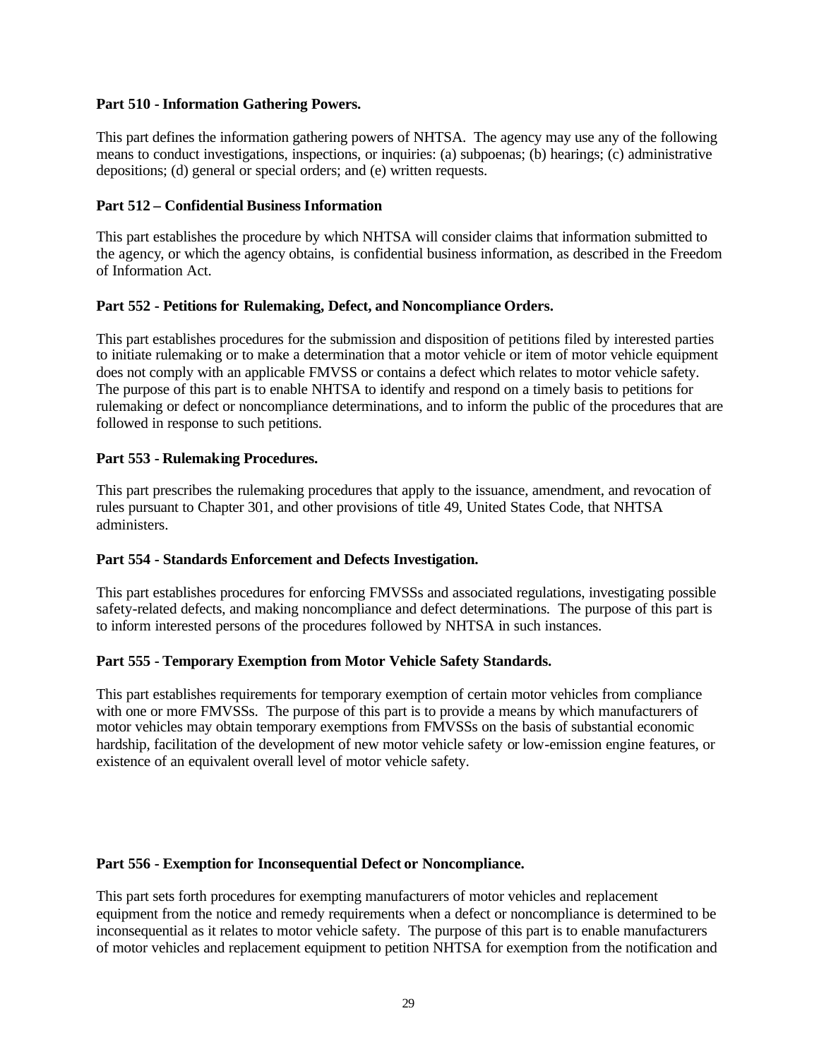**Part 510 - Information Gathering Powers.**

This part defines the information gathering powers of NHTSA. The agency may use any of the following means to conduct investigations, inspections, or inquiries: (a) subpoenas; (b) hearings; (c) administrative depositions; (d) general or special orders; and (e) written requests.

**Part 512 – Confidential Business Information**

This part establishes the procedure by which NHTSA will consider claims that information submitted to the agency, or which the agency obtains, is confidential business information, as described in the Freedom of Information Act.

**Part 552 - Petitions for Rulemaking, Defect, and Noncompliance Orders.**

This part establishes procedures for the submission and disposition of petitions filed by interested parties to initiate rulemaking or to make a determination that a motor vehicle or item of motor vehicle equipment does not comply with an applicable FMVSS or contains a defect which relates to motor vehicle safety. The purpose of this part is to enable NHTSA to identify and respond on a timely basis to petitions for rulemaking or defect or noncompliance determinations, and to inform the public of the procedures that are followed in response to such petitions.

**Part 553 - Rulemaking Procedures.**

This part prescribes the rulemaking procedures that apply to the issuance, amendment, and revocation of rules pursuant to Chapter 301, and other provisions of title 49, United States Code, that NHTSA administers.

**Part 554 - Standards Enforcement and Defects Investigation.**

This part establishes procedures for enforcing FMVSSs and associated regulations, investigating possible safety-related defects, and making noncompliance and defect determinations. The purpose of this part is to inform interested persons of the procedures followed by NHTSA in such instances.

**Part 555 - Temporary Exemption from Motor Vehicle Safety Standards.**

This part establishes requirements for temporary exemption of certain motor vehicles from compliance with one or more FMVSSs. The purpose of this part is to provide a means by which manufacturers of motor vehicles may obtain temporary exemptions from FMVSSs on the basis of substantial economic hardship, facilitation of the development of new motor vehicle safety or low-emission engine features, or existence of an equivalent overall level of motor vehicle safety.

**Part 556 - Exemption for Inconsequential Defect or Noncompliance.**

This part sets forth procedures for exempting manufacturers of motor vehicles and replacement equipment from the notice and remedy requirements when a defect or noncompliance is determined to be inconsequential as it relates to motor vehicle safety. The purpose of this part is to enable manufacturers of motor vehicles and replacement equipment to petition NHTSA for exemption from the notification and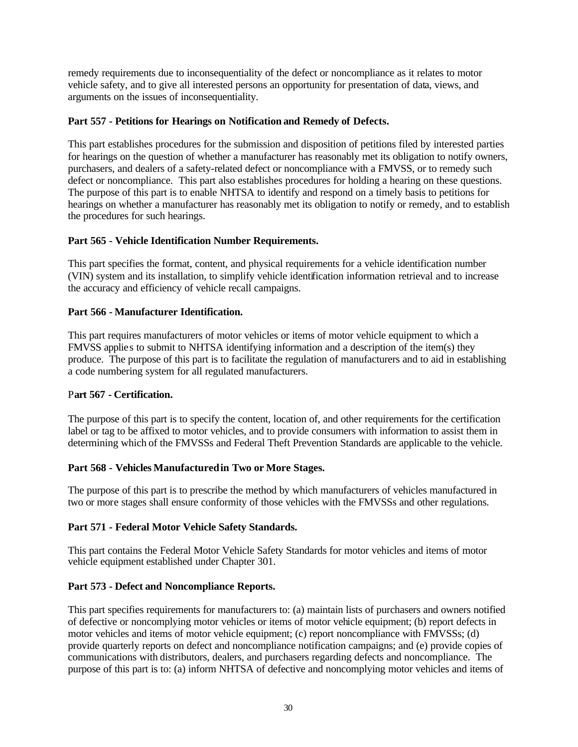remedy requirements due to inconsequentiality of the defect or noncompliance as it relates to motor vehicle safety, and to give all interested persons an opportunity for presentation of data, views, and arguments on the issues of inconsequentiality.

**Part 557 - Petitions for Hearings on Notification and Remedy of Defects.**

This part establishes procedures for the submission and disposition of petitions filed by interested parties for hearings on the question of whether a manufacturer has reasonably met its obligation to notify owners, purchasers, and dealers of a safety-related defect or noncompliance with a FMVSS, or to remedy such defect or noncompliance. This part also establishes procedures for holding a hearing on these questions. The purpose of this part is to enable NHTSA to identify and respond on a timely basis to petitions for hearings on whether a manufacturer has reasonably met its obligation to notify or remedy, and to establish the procedures for such hearings.

**Part 565 - Vehicle Identification Number Requirements.**

This part specifies the format, content, and physical requirements for a vehicle identification number (VIN) system and its installation, to simplify vehicle identification information retrieval and to increase the accuracy and efficiency of vehicle recall campaigns.

**Part 566 - Manufacturer Identification.**

This part requires manufacturers of motor vehicles or items of motor vehicle equipment to which a FMVSS applies to submit to NHTSA identifying information and a description of the item(s) they produce. The purpose of this part is to facilitate the regulation of manufacturers and to aid in establishing a code numbering system for all regulated manufacturers.

P**art 567 - Certification.**

The purpose of this part is to specify the content, location of, and other requirements for the certification label or tag to be affixed to motor vehicles, and to provide consumers with information to assist them in determining which of the FMVSSs and Federal Theft Prevention Standards are applicable to the vehicle.

**Part 568 - Vehicles Manufactured in Two or More Stages.**

The purpose of this part is to prescribe the method by which manufacturers of vehicles manufactured in two or more stages shall ensure conformity of those vehicles with the FMVSSs and other regulations.

**Part 571 - Federal Motor Vehicle Safety Standards.**

This part contains the Federal Motor Vehicle Safety Standards for motor vehicles and items of motor vehicle equipment established under Chapter 301.

**Part 573 - Defect and Noncompliance Reports.**

This part specifies requirements for manufacturers to: (a) maintain lists of purchasers and owners notified of defective or noncomplying motor vehicles or items of motor vehicle equipment; (b) report defects in motor vehicles and items of motor vehicle equipment; (c) report noncompliance with FMVSSs; (d) provide quarterly reports on defect and noncompliance notification campaigns; and (e) provide copies of communications with distributors, dealers, and purchasers regarding defects and noncompliance. The purpose of this part is to: (a) inform NHTSA of defective and noncomplying motor vehicles and items of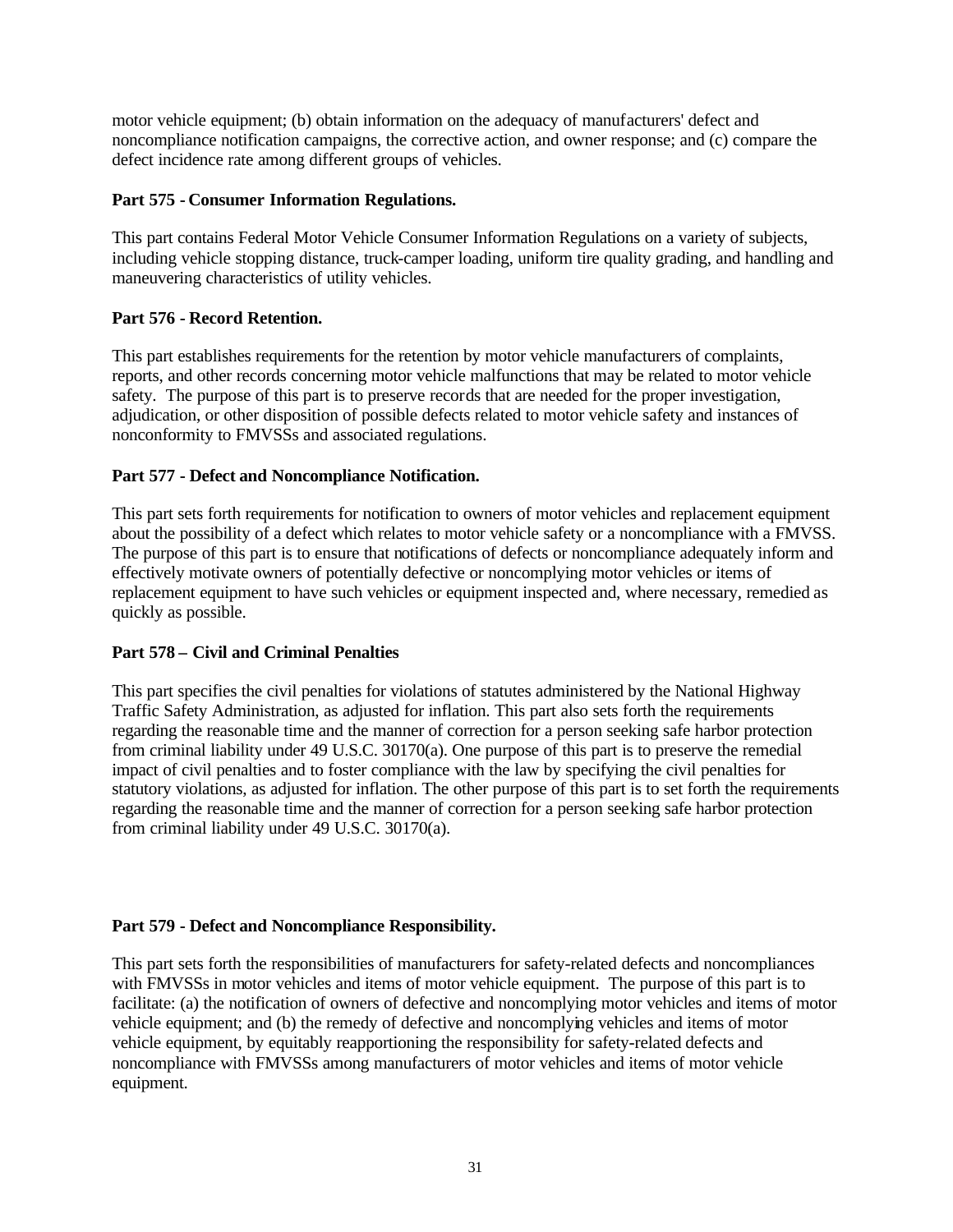motor vehicle equipment; (b) obtain information on the adequacy of manufacturers' defect and noncompliance notification campaigns, the corrective action, and owner response; and (c) compare the defect incidence rate among different groups of vehicles.

**Part 575 - Consumer Information Regulations.**

This part contains Federal Motor Vehicle Consumer Information Regulations on a variety of subjects, including vehicle stopping distance, truck-camper loading, uniform tire quality grading, and handling and maneuvering characteristics of utility vehicles.

**Part 576 - Record Retention.**

This part establishes requirements for the retention by motor vehicle manufacturers of complaints, reports, and other records concerning motor vehicle malfunctions that may be related to motor vehicle safety. The purpose of this part is to preserve records that are needed for the proper investigation, adjudication, or other disposition of possible defects related to motor vehicle safety and instances of nonconformity to FMVSSs and associated regulations.

**Part 577 - Defect and Noncompliance Notification.**

This part sets forth requirements for notification to owners of motor vehicles and replacement equipment about the possibility of a defect which relates to motor vehicle safety or a noncompliance with a FMVSS. The purpose of this part is to ensure that notifications of defects or noncompliance adequately inform and effectively motivate owners of potentially defective or noncomplying motor vehicles or items of replacement equipment to have such vehicles or equipment inspected and, where necessary, remedied as quickly as possible.

**Part 578 – Civil and Criminal Penalties**

This part specifies the civil penalties for violations of statutes administered by the National Highway Traffic Safety Administration, as adjusted for inflation. This part also sets forth the requirements regarding the reasonable time and the manner of correction for a person seeking safe harbor protection from criminal liability under 49 U.S.C. 30170(a). One purpose of this part is to preserve the remedial impact of civil penalties and to foster compliance with the law by specifying the civil penalties for statutory violations, as adjusted for inflation. The other purpose of this part is to set forth the requirements regarding the reasonable time and the manner of correction for a person seeking safe harbor protection from criminal liability under 49 U.S.C. 30170(a).

**Part 579 - Defect and Noncompliance Responsibility.**

This part sets forth the responsibilities of manufacturers for safety-related defects and noncompliances with FMVSSs in motor vehicles and items of motor vehicle equipment. The purpose of this part is to facilitate: (a) the notification of owners of defective and noncomplying motor vehicles and items of motor vehicle equipment; and (b) the remedy of defective and noncomplying vehicles and items of motor vehicle equipment, by equitably reapportioning the responsibility for safety-related defects and noncompliance with FMVSSs among manufacturers of motor vehicles and items of motor vehicle equipment.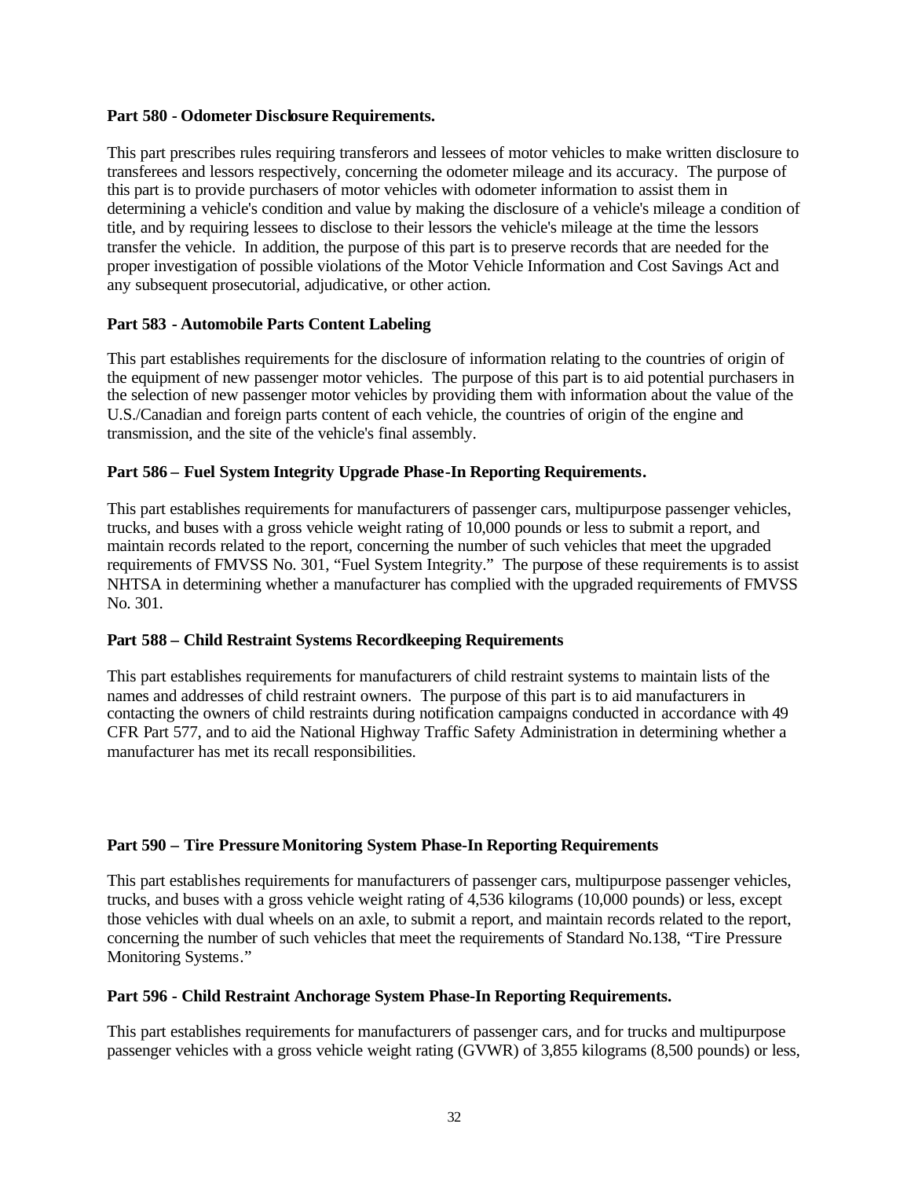**Part 580 - Odometer Disclosure Requirements.**

This part prescribes rules requiring transferors and lessees of motor vehicles to make written disclosure to transferees and lessors respectively, concerning the odometer mileage and its accuracy. The purpose of this part is to provide purchasers of motor vehicles with odometer information to assist them in determining a vehicle's condition and value by making the disclosure of a vehicle's mileage a condition of title, and by requiring lessees to disclose to their lessors the vehicle's mileage at the time the lessors transfer the vehicle. In addition, the purpose of this part is to preserve records that are needed for the proper investigation of possible violations of the Motor Vehicle Information and Cost Savings Act and any subsequent prosecutorial, adjudicative, or other action.

**Part 583 - Automobile Parts Content Labeling**

This part establishes requirements for the disclosure of information relating to the countries of origin of the equipment of new passenger motor vehicles. The purpose of this part is to aid potential purchasers in the selection of new passenger motor vehicles by providing them with information about the value of the U.S./Canadian and foreign parts content of each vehicle, the countries of origin of the engine and transmission, and the site of the vehicle's final assembly.

**Part 586 – Fuel System Integrity Upgrade Phase-In Reporting Requirements.**

This part establishes requirements for manufacturers of passenger cars, multipurpose passenger vehicles, trucks, and buses with a gross vehicle weight rating of 10,000 pounds or less to submit a report, and maintain records related to the report, concerning the number of such vehicles that meet the upgraded requirements of FMVSS No. 301, "Fuel System Integrity." The purpose of these requirements is to assist NHTSA in determining whether a manufacturer has complied with the upgraded requirements of FMVSS No. 301.

**Part 588 – Child Restraint Systems Recordkeeping Requirements**

This part establishes requirements for manufacturers of child restraint systems to maintain lists of the names and addresses of child restraint owners. The purpose of this part is to aid manufacturers in contacting the owners of child restraints during notification campaigns conducted in accordance with 49 CFR Part 577, and to aid the National Highway Traffic Safety Administration in determining whether a manufacturer has met its recall responsibilities.

**Part 590 – Tire Pressure Monitoring System Phase-In Reporting Requirements**

This part establishes requirements for manufacturers of passenger cars, multipurpose passenger vehicles, trucks, and buses with a gross vehicle weight rating of 4,536 kilograms (10,000 pounds) or less, except those vehicles with dual wheels on an axle, to submit a report, and maintain records related to the report, concerning the number of such vehicles that meet the requirements of Standard No.138, "Tire Pressure Monitoring Systems."

**Part 596 - Child Restraint Anchorage System Phase-In Reporting Requirements.**

This part establishes requirements for manufacturers of passenger cars, and for trucks and multipurpose passenger vehicles with a gross vehicle weight rating (GVWR) of 3,855 kilograms (8,500 pounds) or less,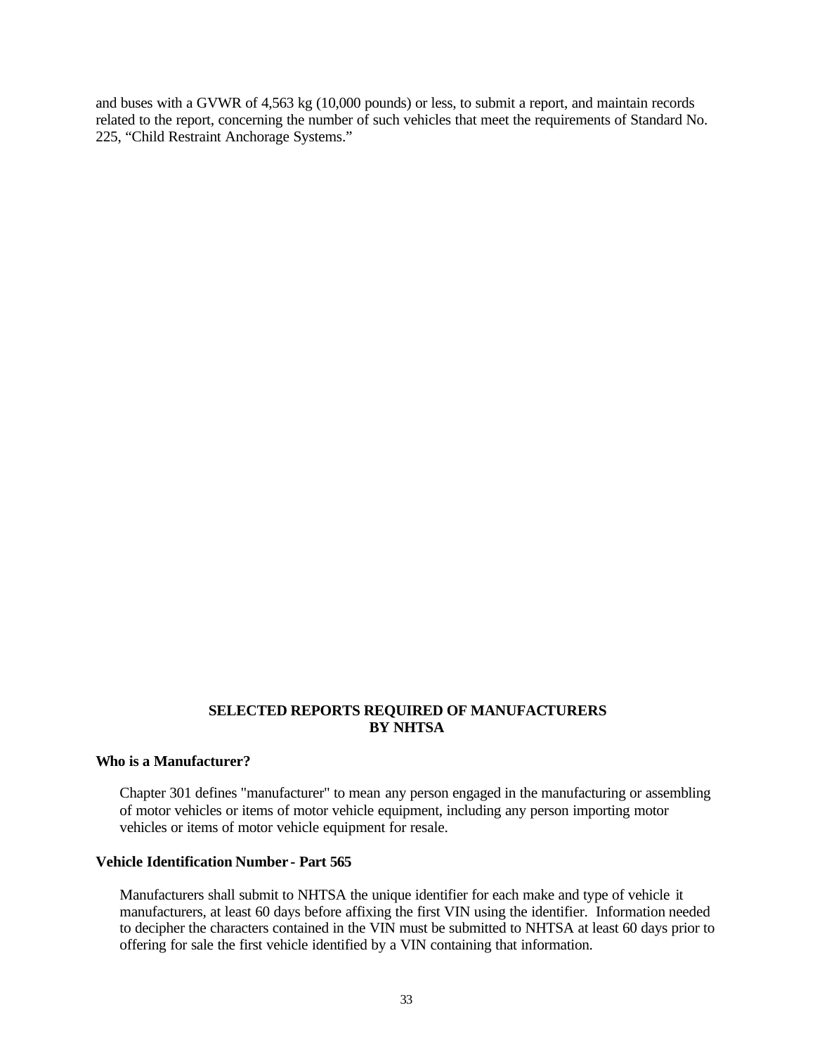and buses with a GVWR of 4,563 kg (10,000 pounds) or less, to submit a report, and maintain records related to the report, concerning the number of such vehicles that meet the requirements of Standard No. 225, “Child Restraint Anchorage Systems.”

## SELECTED REPORTS REQUIRED OF MANUFACTURERS BY NHTSA

### Who is a Manufacturer?

Chapter 301 defines "manufacturer" to mean any person engaged in the manufacturing or assembling of motor vehicles or items of motor vehicle equipment, including any person importing motor vehicles or items of motor vehicle equipment for resale.

### Vehicle Identification Number - Part 565

Manufacturers shall submit to NHTSA the unique identifier for each make and type of vehicle it manufacturers, at least 60 days before affixing the first VIN using the identifier. Information needed to decipher the characters contained in the VIN must be submitted to NHTSA at least 60 days prior to offering for sale the first vehicle identified by a VIN containing that information.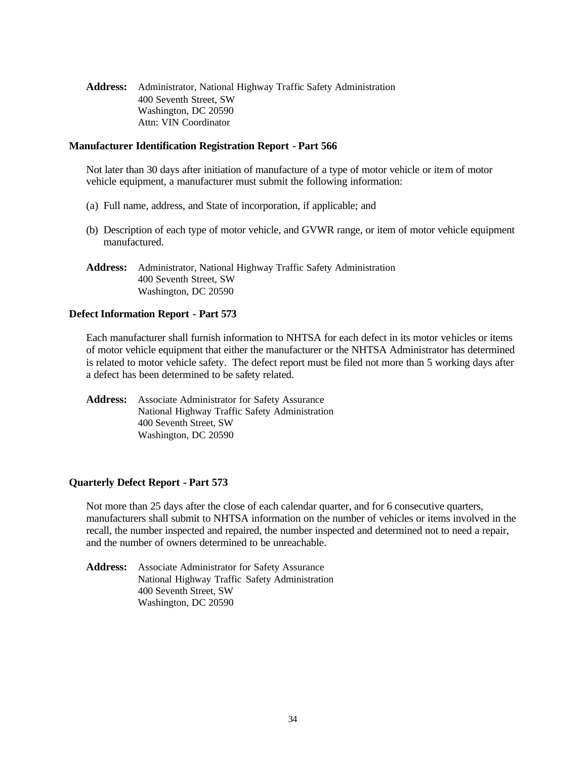**Address:** Administrator, National Highway Traffic Safety Administration
400 Seventh Street, SW
Washington, DC 20590
Attn: VIN Coordinator

**Manufacturer Identification Registration Report - Part 566**

Not later than 30 days after initiation of manufacture of a type of motor vehicle or item of motor vehicle equipment, a manufacturer must submit the following information:

(a) Full name, address, and State of incorporation, if applicable; and

(b) Description of each type of motor vehicle, and GVWR range, or item of motor vehicle equipment manufactured.

**Address:** Administrator, National Highway Traffic Safety Administration
400 Seventh Street, SW
Washington, DC 20590

**Defect Information Report - Part 573**

Each manufacturer shall furnish information to NHTSA for each defect in its motor vehicles or items of motor vehicle equipment that either the manufacturer or the NHTSA Administrator has determined is related to motor vehicle safety. The defect report must be filed not more than 5 working days after a defect has been determined to be safety related.

**Address:** Associate Administrator for Safety Assurance
National Highway Traffic Safety Administration
400 Seventh Street, SW
Washington, DC 20590

**Quarterly Defect Report - Part 573**

Not more than 25 days after the close of each calendar quarter, and for 6 consecutive quarters, manufacturers shall submit to NHTSA information on the number of vehicles or items involved in the recall, the number inspected and repaired, the number inspected and determined not to need a repair, and the number of owners determined to be unreachable.

**Address:** Associate Administrator for Safety Assurance
National Highway Traffic Safety Administration
400 Seventh Street, SW
Washington, DC 20590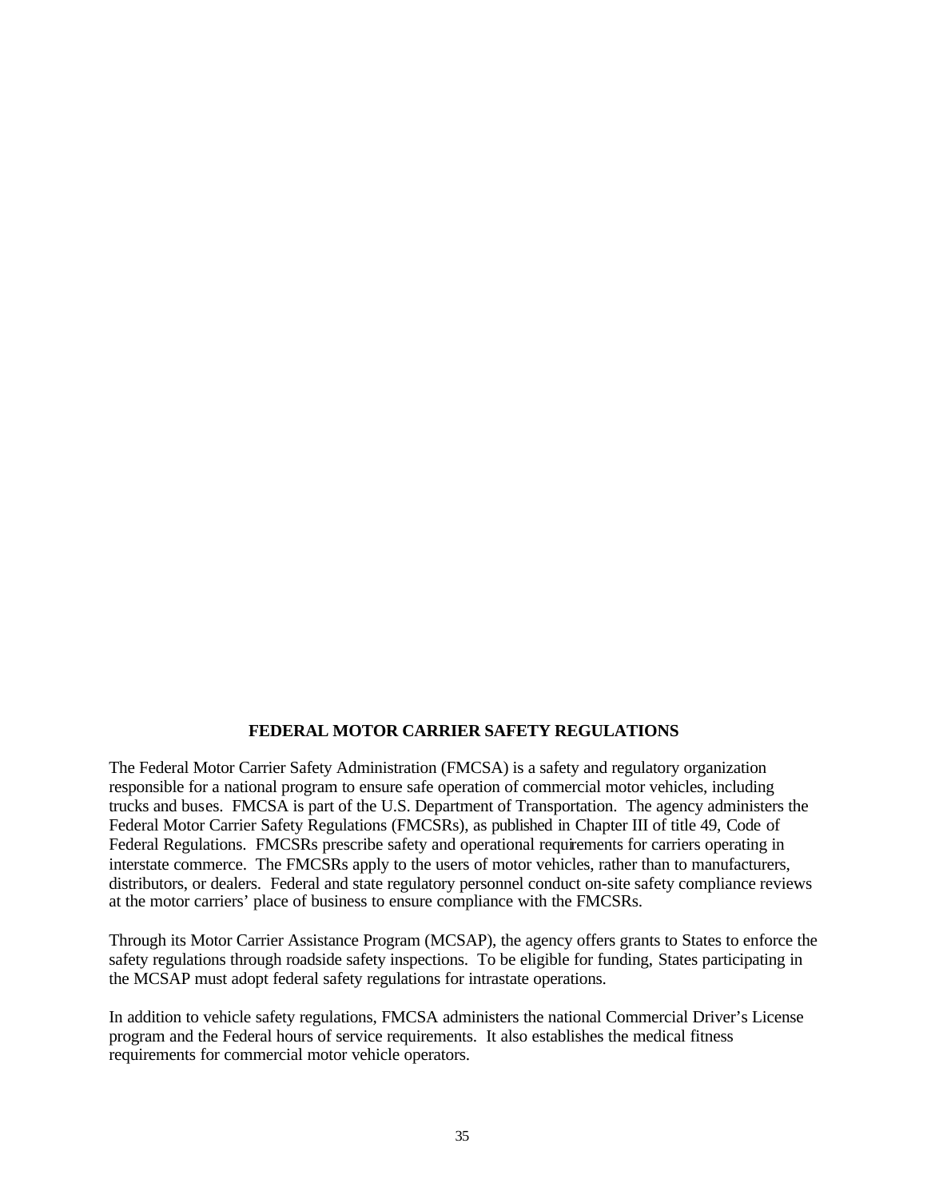## FEDERAL MOTOR CARRIER SAFETY REGULATIONS

The Federal Motor Carrier Safety Administration (FMCSA) is a safety and regulatory organization responsible for a national program to ensure safe operation of commercial motor vehicles, including trucks and buses. FMCSA is part of the U.S. Department of Transportation. The agency administers the Federal Motor Carrier Safety Regulations (FMCSRs), as published in Chapter III of title 49, Code of Federal Regulations. FMCSRs prescribe safety and operational requirements for carriers operating in interstate commerce. The FMCSRs apply to the users of motor vehicles, rather than to manufacturers, distributors, or dealers. Federal and state regulatory personnel conduct on-site safety compliance reviews at the motor carriers' place of business to ensure compliance with the FMCSRs.

Through its Motor Carrier Assistance Program (MCSAP), the agency offers grants to States to enforce the safety regulations through roadside safety inspections. To be eligible for funding, States participating in the MCSAP must adopt federal safety regulations for intrastate operations.

In addition to vehicle safety regulations, FMCSA administers the national Commercial Driver's License program and the Federal hours of service requirements. It also establishes the medical fitness requirements for commercial motor vehicle operators.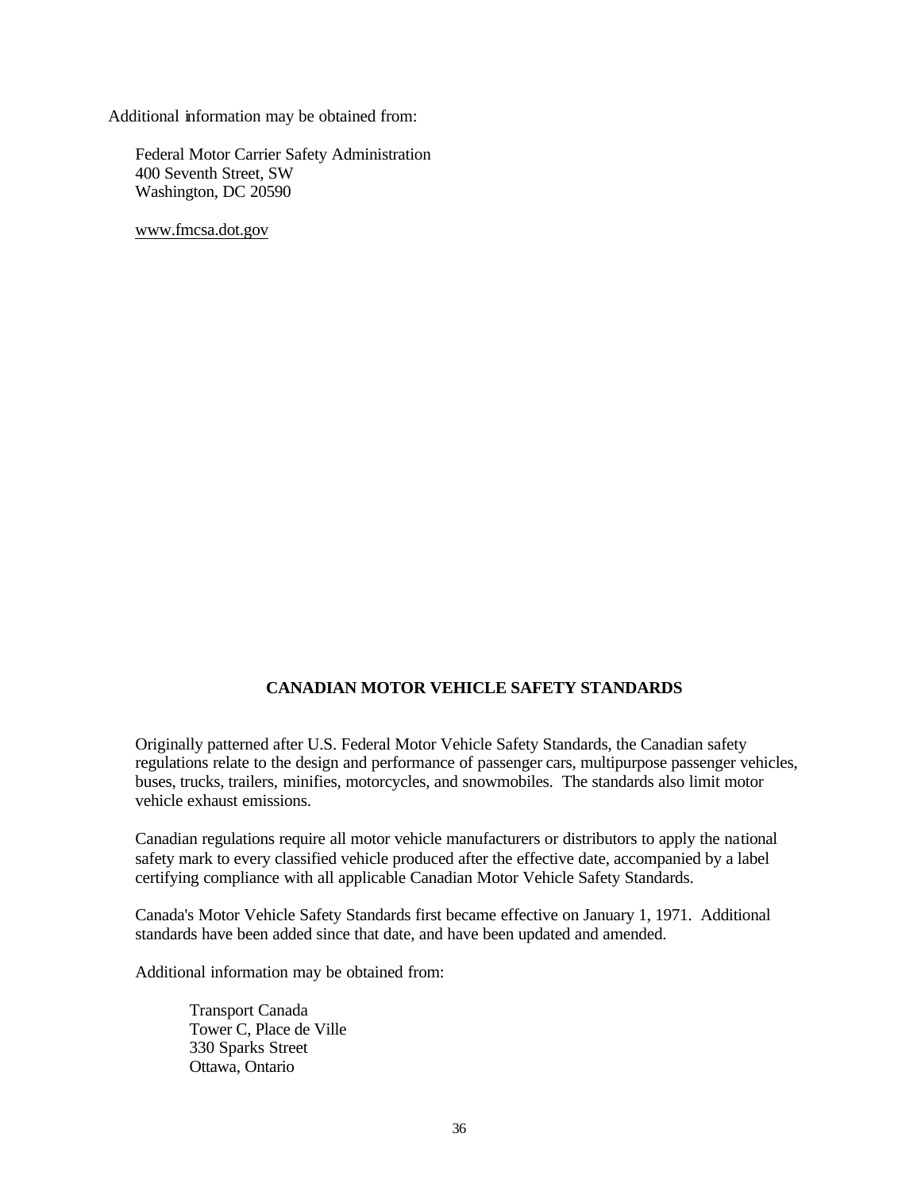Additional information may be obtained from:

Federal Motor Carrier Safety Administration
400 Seventh Street, SW
Washington, DC 20590

www.fmcsa.dot.gov

## CANADIAN MOTOR VEHICLE SAFETY STANDARDS

Originally patterned after U.S. Federal Motor Vehicle Safety Standards, the Canadian safety regulations relate to the design and performance of passenger cars, multipurpose passenger vehicles, buses, trucks, trailers, minifies, motorcycles, and snowmobiles. The standards also limit motor vehicle exhaust emissions.

Canadian regulations require all motor vehicle manufacturers or distributors to apply the national safety mark to every classified vehicle produced after the effective date, accompanied by a label certifying compliance with all applicable Canadian Motor Vehicle Safety Standards.

Canada's Motor Vehicle Safety Standards first became effective on January 1, 1971. Additional standards have been added since that date, and have been updated and amended.

Additional information may be obtained from:

Transport Canada
Tower C, Place de Ville
330 Sparks Street
Ottawa, Ontario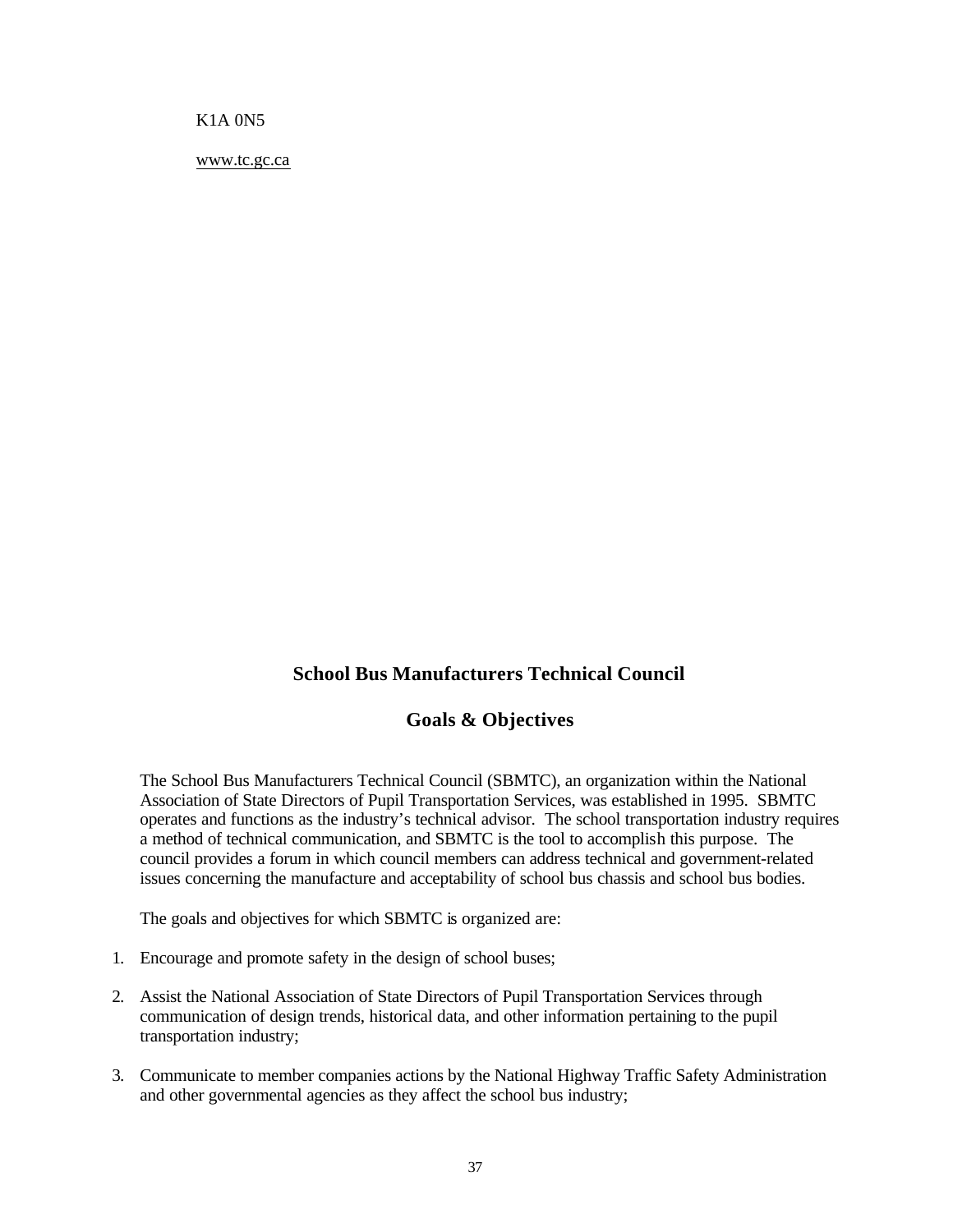K1A 0N5

www.tc.gc.ca

## School Bus Manufacturers Technical Council

## Goals & Objectives

The School Bus Manufacturers Technical Council (SBMTC), an organization within the National Association of State Directors of Pupil Transportation Services, was established in 1995. SBMTC operates and functions as the industry's technical advisor. The school transportation industry requires a method of technical communication, and SBMTC is the tool to accomplish this purpose. The council provides a forum in which council members can address technical and government-related issues concerning the manufacture and acceptability of school bus chassis and school bus bodies.

The goals and objectives for which SBMTC is organized are:

1. Encourage and promote safety in the design of school buses;
2. Assist the National Association of State Directors of Pupil Transportation Services through communication of design trends, historical data, and other information pertaining to the pupil transportation industry;
3. Communicate to member companies actions by the National Highway Traffic Safety Administration and other governmental agencies as they affect the school bus industry;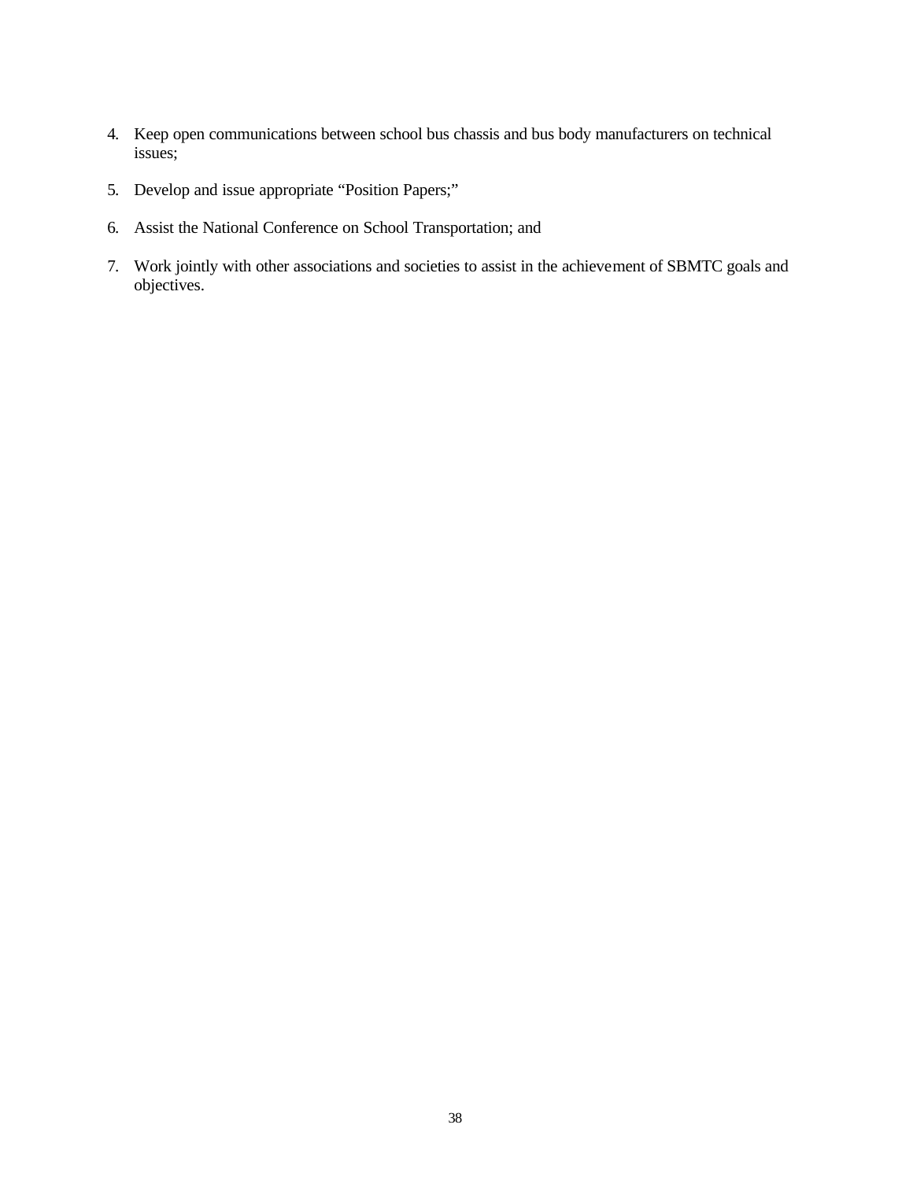4. Keep open communications between school bus chassis and bus body manufacturers on technical issues;

5. Develop and issue appropriate "Position Papers;"

6. Assist the National Conference on School Transportation; and

7. Work jointly with other associations and societies to assist in the achievement of SBMTC goals and objectives.